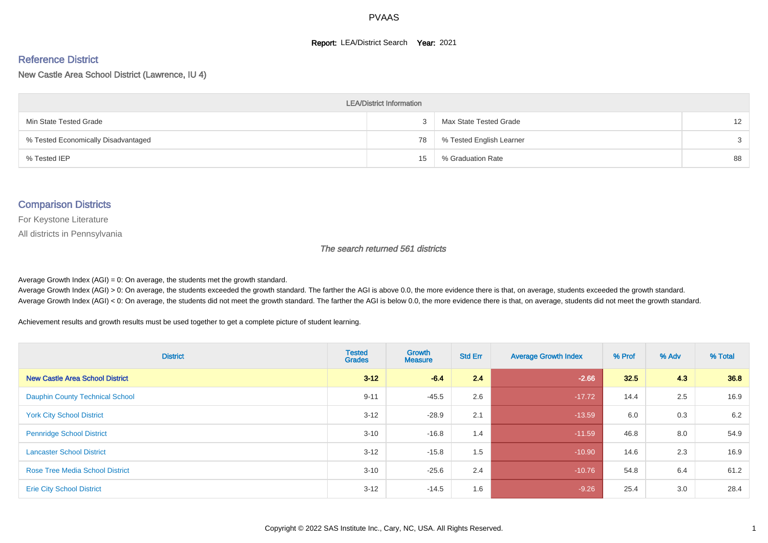# PVAAS

**Report:** LEA/District Search **Year:** 2021

## Reference District

New Castle Area School District (Lawrence, IU 4)

| LEA/District Information | | | |
|---|---|---|---|
| Min State Tested Grade | 3 | Max State Tested Grade | 12 |
| % Tested Economically Disadvantaged | 78 | % Tested English Learner | 3 |
| % Tested IEP | 15 | % Graduation Rate | 88 |

## Comparison Districts

For Keystone Literature

All districts in Pennsylvania

*The search returned 561 districts*

Average Growth Index (AGI) = 0: On average, the students met the growth standard.
Average Growth Index (AGI) > 0: On average, the students exceeded the growth standard. The farther the AGI is above 0.0, the more evidence there is that, on average, students exceeded the growth standard.
Average Growth Index (AGI) < 0: On average, the students did not meet the growth standard. The farther the AGI is below 0.0, the more evidence there is that, on average, students did not meet the growth standard.

Achievement results and growth results must be used together to get a complete picture of student learning.

| District | Tested Grades | Growth Measure | Std Err | Average Growth Index | % Prof | % Adv | % Total |
|---|---|---|---|---|---|---|---|
| **New Castle Area School District** | **3-12** | **-6.4** | **2.4** | **-2.66** | **32.5** | **4.3** | **36.8** |
| Dauphin County Technical School | 9-11 | -45.5 | 2.6 | -17.72 | 14.4 | 2.5 | 16.9 |
| York City School District | 3-12 | -28.9 | 2.1 | -13.59 | 6.0 | 0.3 | 6.2 |
| Pennridge School District | 3-10 | -16.8 | 1.4 | -11.59 | 46.8 | 8.0 | 54.9 |
| Lancaster School District | 3-12 | -15.8 | 1.5 | -10.90 | 14.6 | 2.3 | 16.9 |
| Rose Tree Media School District | 3-10 | -25.6 | 2.4 | -10.76 | 54.8 | 6.4 | 61.2 |
| Erie City School District | 3-12 | -14.5 | 1.6 | -9.26 | 25.4 | 3.0 | 28.4 |

Copyright © 2022 SAS Institute Inc., Cary, NC, USA. All Rights Reserved.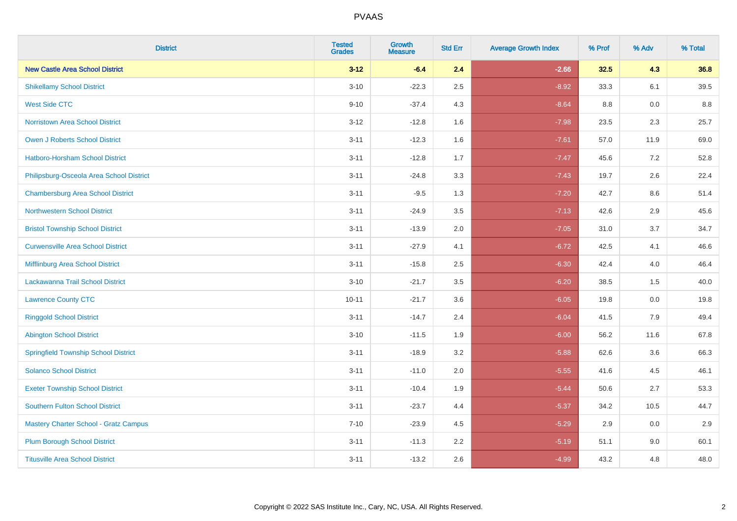PVAAS

| District | Tested Grades | Growth Measure | Std Err | Average Growth Index | % Prof | % Adv | % Total |
|---|---|---|---|---|---|---|---|
| **New Castle Area School District** | **3-12** | **-6.4** | **2.4** | **-2.66** | **32.5** | **4.3** | **36.8** |
| Shikellamy School District | 3-10 | -22.3 | 2.5 | -8.92 | 33.3 | 6.1 | 39.5 |
| West Side CTC | 9-10 | -37.4 | 4.3 | -8.64 | 8.8 | 0.0 | 8.8 |
| Norristown Area School District | 3-12 | -12.8 | 1.6 | -7.98 | 23.5 | 2.3 | 25.7 |
| Owen J Roberts School District | 3-11 | -12.3 | 1.6 | -7.61 | 57.0 | 11.9 | 69.0 |
| Hatboro-Horsham School District | 3-11 | -12.8 | 1.7 | -7.47 | 45.6 | 7.2 | 52.8 |
| Philipsburg-Osceola Area School District | 3-11 | -24.8 | 3.3 | -7.43 | 19.7 | 2.6 | 22.4 |
| Chambersburg Area School District | 3-11 | -9.5 | 1.3 | -7.20 | 42.7 | 8.6 | 51.4 |
| Northwestern School District | 3-11 | -24.9 | 3.5 | -7.13 | 42.6 | 2.9 | 45.6 |
| Bristol Township School District | 3-11 | -13.9 | 2.0 | -7.05 | 31.0 | 3.7 | 34.7 |
| Curwensville Area School District | 3-11 | -27.9 | 4.1 | -6.72 | 42.5 | 4.1 | 46.6 |
| Mifflinburg Area School District | 3-11 | -15.8 | 2.5 | -6.30 | 42.4 | 4.0 | 46.4 |
| Lackawanna Trail School District | 3-10 | -21.7 | 3.5 | -6.20 | 38.5 | 1.5 | 40.0 |
| Lawrence County CTC | 10-11 | -21.7 | 3.6 | -6.05 | 19.8 | 0.0 | 19.8 |
| Ringgold School District | 3-11 | -14.7 | 2.4 | -6.04 | 41.5 | 7.9 | 49.4 |
| Abington School District | 3-10 | -11.5 | 1.9 | -6.00 | 56.2 | 11.6 | 67.8 |
| Springfield Township School District | 3-11 | -18.9 | 3.2 | -5.88 | 62.6 | 3.6 | 66.3 |
| Solanco School District | 3-11 | -11.0 | 2.0 | -5.55 | 41.6 | 4.5 | 46.1 |
| Exeter Township School District | 3-11 | -10.4 | 1.9 | -5.44 | 50.6 | 2.7 | 53.3 |
| Southern Fulton School District | 3-11 | -23.7 | 4.4 | -5.37 | 34.2 | 10.5 | 44.7 |
| Mastery Charter School - Gratz Campus | 7-10 | -23.9 | 4.5 | -5.29 | 2.9 | 0.0 | 2.9 |
| Plum Borough School District | 3-11 | -11.3 | 2.2 | -5.19 | 51.1 | 9.0 | 60.1 |
| Titusville Area School District | 3-11 | -13.2 | 2.6 | -4.99 | 43.2 | 4.8 | 48.0 |

Copyright © 2022 SAS Institute Inc., Cary, NC, USA. All Rights Reserved.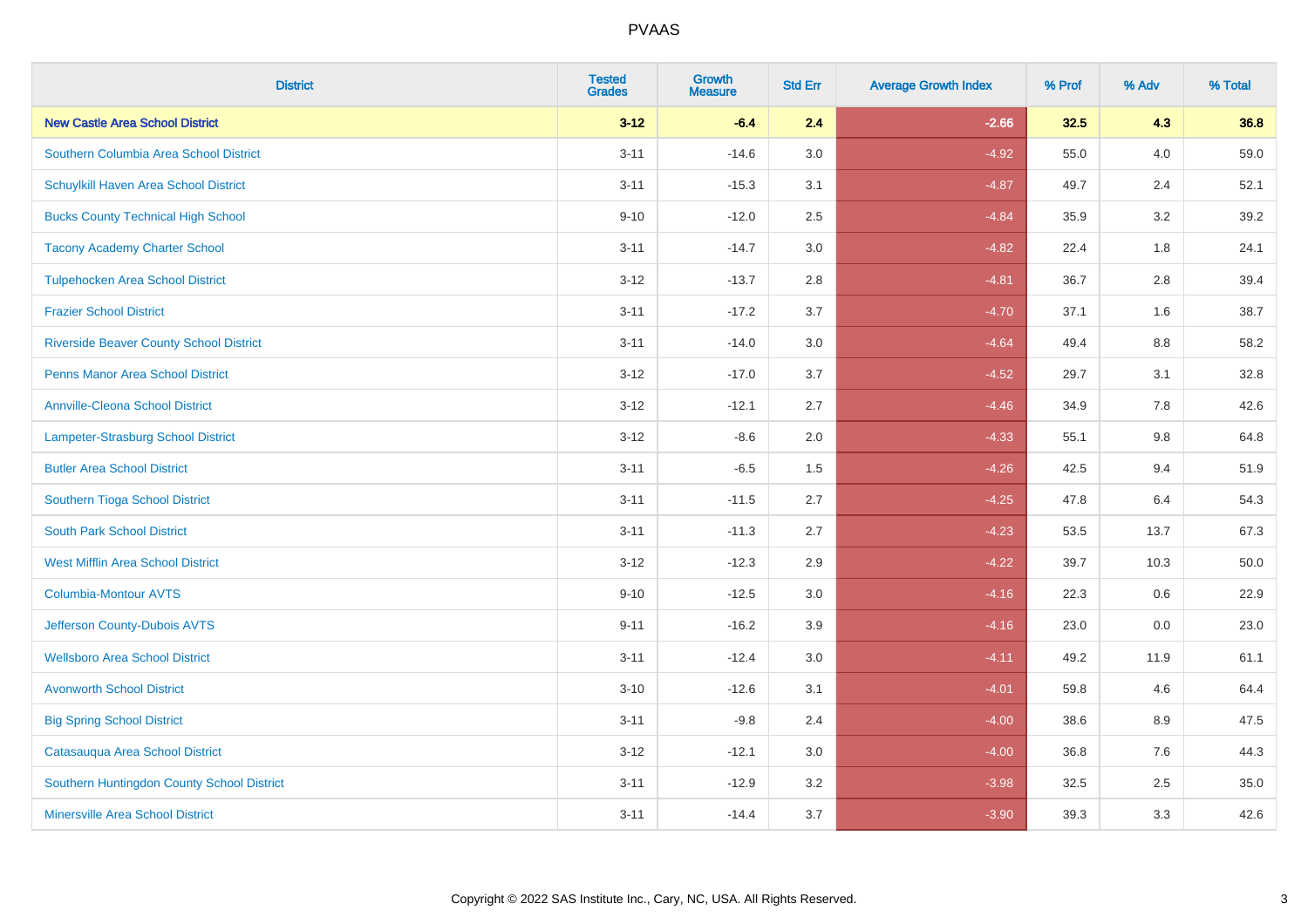# PVAAS

| District | Tested Grades | Growth Measure | Std Err | Average Growth Index | % Prof | % Adv | % Total |
|---|---|---|---|---|---|---|---|
| **New Castle Area School District** | **3-12** | **-6.4** | **2.4** | **-2.66** | **32.5** | **4.3** | **36.8** |
| Southern Columbia Area School District | 3-11 | -14.6 | 3.0 | -4.92 | 55.0 | 4.0 | 59.0 |
| Schuylkill Haven Area School District | 3-11 | -15.3 | 3.1 | -4.87 | 49.7 | 2.4 | 52.1 |
| Bucks County Technical High School | 9-10 | -12.0 | 2.5 | -4.84 | 35.9 | 3.2 | 39.2 |
| Tacony Academy Charter School | 3-11 | -14.7 | 3.0 | -4.82 | 22.4 | 1.8 | 24.1 |
| Tulpehocken Area School District | 3-12 | -13.7 | 2.8 | -4.81 | 36.7 | 2.8 | 39.4 |
| Frazier School District | 3-11 | -17.2 | 3.7 | -4.70 | 37.1 | 1.6 | 38.7 |
| Riverside Beaver County School District | 3-11 | -14.0 | 3.0 | -4.64 | 49.4 | 8.8 | 58.2 |
| Penns Manor Area School District | 3-12 | -17.0 | 3.7 | -4.52 | 29.7 | 3.1 | 32.8 |
| Annville-Cleona School District | 3-12 | -12.1 | 2.7 | -4.46 | 34.9 | 7.8 | 42.6 |
| Lampeter-Strasburg School District | 3-12 | -8.6 | 2.0 | -4.33 | 55.1 | 9.8 | 64.8 |
| Butler Area School District | 3-11 | -6.5 | 1.5 | -4.26 | 42.5 | 9.4 | 51.9 |
| Southern Tioga School District | 3-11 | -11.5 | 2.7 | -4.25 | 47.8 | 6.4 | 54.3 |
| South Park School District | 3-11 | -11.3 | 2.7 | -4.23 | 53.5 | 13.7 | 67.3 |
| West Mifflin Area School District | 3-12 | -12.3 | 2.9 | -4.22 | 39.7 | 10.3 | 50.0 |
| Columbia-Montour AVTS | 9-10 | -12.5 | 3.0 | -4.16 | 22.3 | 0.6 | 22.9 |
| Jefferson County-Dubois AVTS | 9-11 | -16.2 | 3.9 | -4.16 | 23.0 | 0.0 | 23.0 |
| Wellsboro Area School District | 3-11 | -12.4 | 3.0 | -4.11 | 49.2 | 11.9 | 61.1 |
| Avonworth School District | 3-10 | -12.6 | 3.1 | -4.01 | 59.8 | 4.6 | 64.4 |
| Big Spring School District | 3-11 | -9.8 | 2.4 | -4.00 | 38.6 | 8.9 | 47.5 |
| Catasauqua Area School District | 3-12 | -12.1 | 3.0 | -4.00 | 36.8 | 7.6 | 44.3 |
| Southern Huntingdon County School District | 3-11 | -12.9 | 3.2 | -3.98 | 32.5 | 2.5 | 35.0 |
| Minersville Area School District | 3-11 | -14.4 | 3.7 | -3.90 | 39.3 | 3.3 | 42.6 |

Copyright © 2022 SAS Institute Inc., Cary, NC, USA. All Rights Reserved.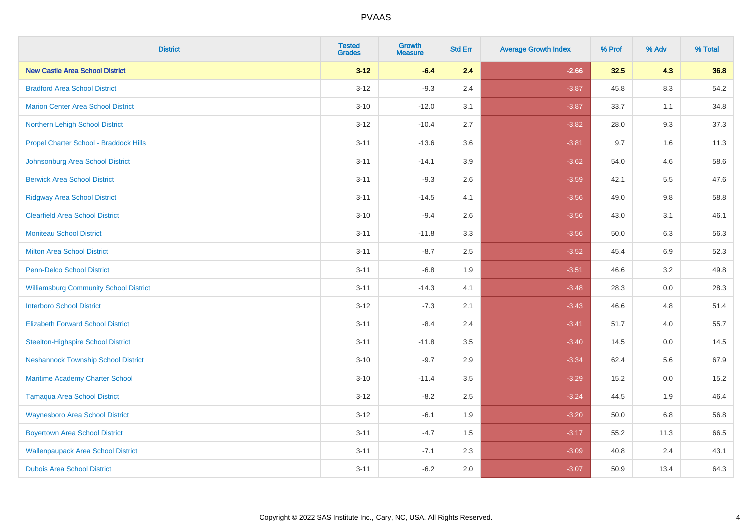| District | Tested Grades | Growth Measure | Std Err | Average Growth Index | % Prof | % Adv | % Total |
|---|---|---|---|---|---|---|---|
| **New Castle Area School District** | **3-12** | **-6.4** | **2.4** | **-2.66** | **32.5** | **4.3** | **36.8** |
| Bradford Area School District | 3-12 | -9.3 | 2.4 | -3.87 | 45.8 | 8.3 | 54.2 |
| Marion Center Area School District | 3-10 | -12.0 | 3.1 | -3.87 | 33.7 | 1.1 | 34.8 |
| Northern Lehigh School District | 3-12 | -10.4 | 2.7 | -3.82 | 28.0 | 9.3 | 37.3 |
| Propel Charter School - Braddock Hills | 3-11 | -13.6 | 3.6 | -3.81 | 9.7 | 1.6 | 11.3 |
| Johnsonburg Area School District | 3-11 | -14.1 | 3.9 | -3.62 | 54.0 | 4.6 | 58.6 |
| Berwick Area School District | 3-11 | -9.3 | 2.6 | -3.59 | 42.1 | 5.5 | 47.6 |
| Ridgway Area School District | 3-11 | -14.5 | 4.1 | -3.56 | 49.0 | 9.8 | 58.8 |
| Clearfield Area School District | 3-10 | -9.4 | 2.6 | -3.56 | 43.0 | 3.1 | 46.1 |
| Moniteau School District | 3-11 | -11.8 | 3.3 | -3.56 | 50.0 | 6.3 | 56.3 |
| Milton Area School District | 3-11 | -8.7 | 2.5 | -3.52 | 45.4 | 6.9 | 52.3 |
| Penn-Delco School District | 3-11 | -6.8 | 1.9 | -3.51 | 46.6 | 3.2 | 49.8 |
| Williamsburg Community School District | 3-11 | -14.3 | 4.1 | -3.48 | 28.3 | 0.0 | 28.3 |
| Interboro School District | 3-12 | -7.3 | 2.1 | -3.43 | 46.6 | 4.8 | 51.4 |
| Elizabeth Forward School District | 3-11 | -8.4 | 2.4 | -3.41 | 51.7 | 4.0 | 55.7 |
| Steelton-Highspire School District | 3-11 | -11.8 | 3.5 | -3.40 | 14.5 | 0.0 | 14.5 |
| Neshannock Township School District | 3-10 | -9.7 | 2.9 | -3.34 | 62.4 | 5.6 | 67.9 |
| Maritime Academy Charter School | 3-10 | -11.4 | 3.5 | -3.29 | 15.2 | 0.0 | 15.2 |
| Tamaqua Area School District | 3-12 | -8.2 | 2.5 | -3.24 | 44.5 | 1.9 | 46.4 |
| Waynesboro Area School District | 3-12 | -6.1 | 1.9 | -3.20 | 50.0 | 6.8 | 56.8 |
| Boyertown Area School District | 3-11 | -4.7 | 1.5 | -3.17 | 55.2 | 11.3 | 66.5 |
| Wallenpaupack Area School District | 3-11 | -7.1 | 2.3 | -3.09 | 40.8 | 2.4 | 43.1 |
| Dubois Area School District | 3-11 | -6.2 | 2.0 | -3.07 | 50.9 | 13.4 | 64.3 |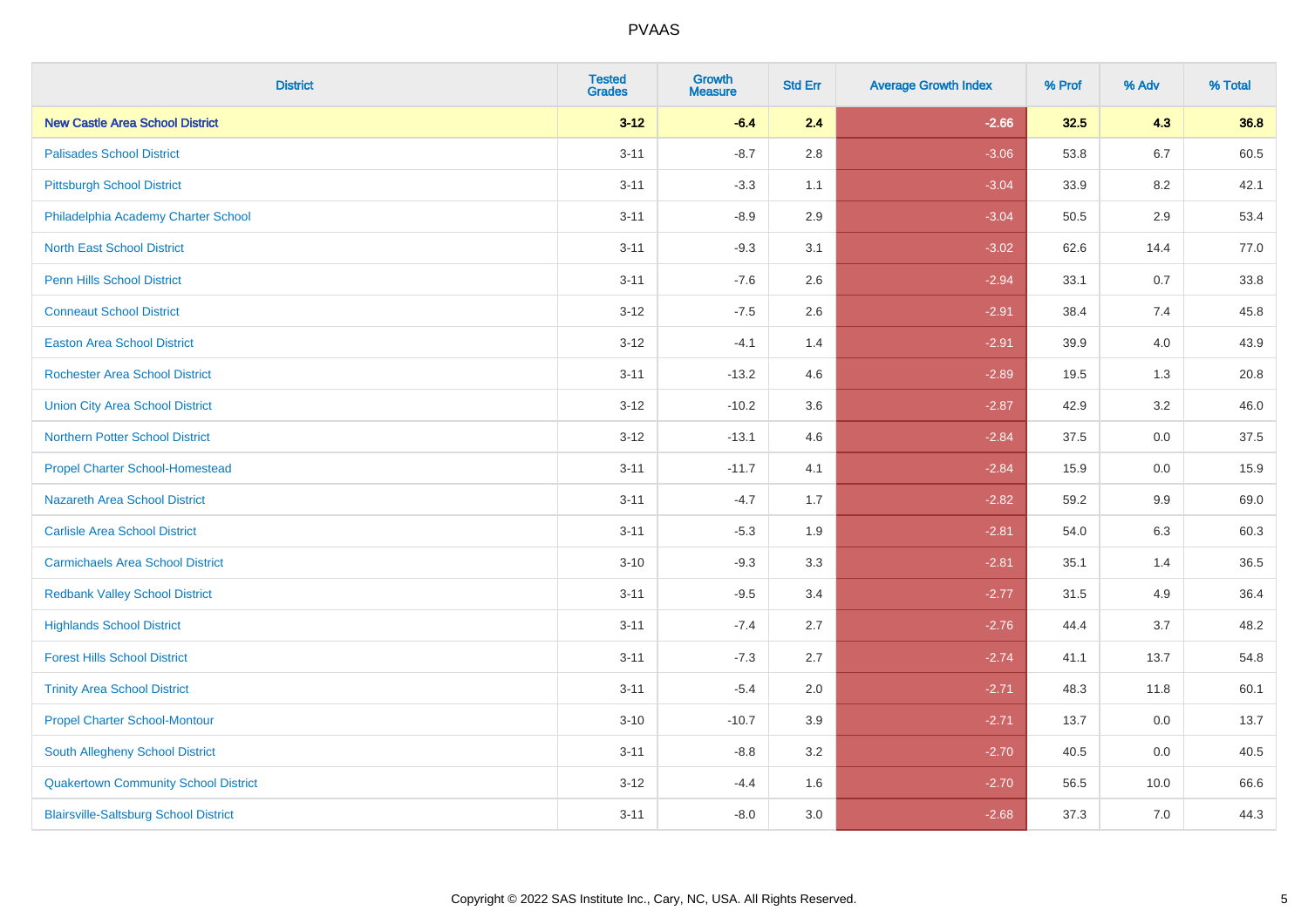PVAAS

| District | Tested Grades | Growth Measure | Std Err | Average Growth Index | % Prof | % Adv | % Total |
|---|---|---|---|---|---|---|---|
| **New Castle Area School District** | **3-12** | **-6.4** | **2.4** | **-2.66** | **32.5** | **4.3** | **36.8** |
| Palisades School District | 3-11 | -8.7 | 2.8 | -3.06 | 53.8 | 6.7 | 60.5 |
| Pittsburgh School District | 3-11 | -3.3 | 1.1 | -3.04 | 33.9 | 8.2 | 42.1 |
| Philadelphia Academy Charter School | 3-11 | -8.9 | 2.9 | -3.04 | 50.5 | 2.9 | 53.4 |
| North East School District | 3-11 | -9.3 | 3.1 | -3.02 | 62.6 | 14.4 | 77.0 |
| Penn Hills School District | 3-11 | -7.6 | 2.6 | -2.94 | 33.1 | 0.7 | 33.8 |
| Conneaut School District | 3-12 | -7.5 | 2.6 | -2.91 | 38.4 | 7.4 | 45.8 |
| Easton Area School District | 3-12 | -4.1 | 1.4 | -2.91 | 39.9 | 4.0 | 43.9 |
| Rochester Area School District | 3-11 | -13.2 | 4.6 | -2.89 | 19.5 | 1.3 | 20.8 |
| Union City Area School District | 3-12 | -10.2 | 3.6 | -2.87 | 42.9 | 3.2 | 46.0 |
| Northern Potter School District | 3-12 | -13.1 | 4.6 | -2.84 | 37.5 | 0.0 | 37.5 |
| Propel Charter School-Homestead | 3-11 | -11.7 | 4.1 | -2.84 | 15.9 | 0.0 | 15.9 |
| Nazareth Area School District | 3-11 | -4.7 | 1.7 | -2.82 | 59.2 | 9.9 | 69.0 |
| Carlisle Area School District | 3-11 | -5.3 | 1.9 | -2.81 | 54.0 | 6.3 | 60.3 |
| Carmichaels Area School District | 3-10 | -9.3 | 3.3 | -2.81 | 35.1 | 1.4 | 36.5 |
| Redbank Valley School District | 3-11 | -9.5 | 3.4 | -2.77 | 31.5 | 4.9 | 36.4 |
| Highlands School District | 3-11 | -7.4 | 2.7 | -2.76 | 44.4 | 3.7 | 48.2 |
| Forest Hills School District | 3-11 | -7.3 | 2.7 | -2.74 | 41.1 | 13.7 | 54.8 |
| Trinity Area School District | 3-11 | -5.4 | 2.0 | -2.71 | 48.3 | 11.8 | 60.1 |
| Propel Charter School-Montour | 3-10 | -10.7 | 3.9 | -2.71 | 13.7 | 0.0 | 13.7 |
| South Allegheny School District | 3-11 | -8.8 | 3.2 | -2.70 | 40.5 | 0.0 | 40.5 |
| Quakertown Community School District | 3-12 | -4.4 | 1.6 | -2.70 | 56.5 | 10.0 | 66.6 |
| Blairsville-Saltsburg School District | 3-11 | -8.0 | 3.0 | -2.68 | 37.3 | 7.0 | 44.3 |

Copyright © 2022 SAS Institute Inc., Cary, NC, USA. All Rights Reserved.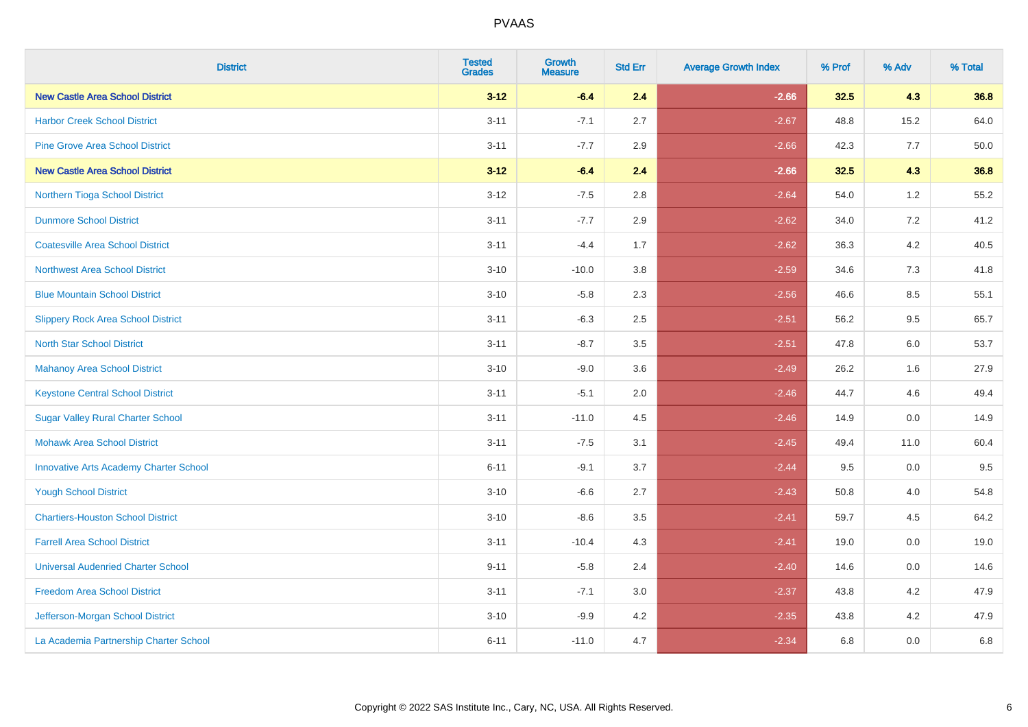# PVAAS

| District | Tested Grades | Growth Measure | Std Err | Average Growth Index | % Prof | % Adv | % Total |
|---|---|---|---|---|---|---|---|
| **New Castle Area School District** | **3-12** | **-6.4** | **2.4** | **-2.66** | **32.5** | **4.3** | **36.8** |
| Harbor Creek School District | 3-11 | -7.1 | 2.7 | -2.67 | 48.8 | 15.2 | 64.0 |
| Pine Grove Area School District | 3-11 | -7.7 | 2.9 | -2.66 | 42.3 | 7.7 | 50.0 |
| **New Castle Area School District** | **3-12** | **-6.4** | **2.4** | **-2.66** | **32.5** | **4.3** | **36.8** |
| Northern Tioga School District | 3-12 | -7.5 | 2.8 | -2.64 | 54.0 | 1.2 | 55.2 |
| Dunmore School District | 3-11 | -7.7 | 2.9 | -2.62 | 34.0 | 7.2 | 41.2 |
| Coatesville Area School District | 3-11 | -4.4 | 1.7 | -2.62 | 36.3 | 4.2 | 40.5 |
| Northwest Area School District | 3-10 | -10.0 | 3.8 | -2.59 | 34.6 | 7.3 | 41.8 |
| Blue Mountain School District | 3-10 | -5.8 | 2.3 | -2.56 | 46.6 | 8.5 | 55.1 |
| Slippery Rock Area School District | 3-11 | -6.3 | 2.5 | -2.51 | 56.2 | 9.5 | 65.7 |
| North Star School District | 3-11 | -8.7 | 3.5 | -2.51 | 47.8 | 6.0 | 53.7 |
| Mahanoy Area School District | 3-10 | -9.0 | 3.6 | -2.49 | 26.2 | 1.6 | 27.9 |
| Keystone Central School District | 3-11 | -5.1 | 2.0 | -2.46 | 44.7 | 4.6 | 49.4 |
| Sugar Valley Rural Charter School | 3-11 | -11.0 | 4.5 | -2.46 | 14.9 | 0.0 | 14.9 |
| Mohawk Area School District | 3-11 | -7.5 | 3.1 | -2.45 | 49.4 | 11.0 | 60.4 |
| Innovative Arts Academy Charter School | 6-11 | -9.1 | 3.7 | -2.44 | 9.5 | 0.0 | 9.5 |
| Yough School District | 3-10 | -6.6 | 2.7 | -2.43 | 50.8 | 4.0 | 54.8 |
| Chartiers-Houston School District | 3-10 | -8.6 | 3.5 | -2.41 | 59.7 | 4.5 | 64.2 |
| Farrell Area School District | 3-11 | -10.4 | 4.3 | -2.41 | 19.0 | 0.0 | 19.0 |
| Universal Audenried Charter School | 9-11 | -5.8 | 2.4 | -2.40 | 14.6 | 0.0 | 14.6 |
| Freedom Area School District | 3-11 | -7.1 | 3.0 | -2.37 | 43.8 | 4.2 | 47.9 |
| Jefferson-Morgan School District | 3-10 | -9.9 | 4.2 | -2.35 | 43.8 | 4.2 | 47.9 |
| La Academia Partnership Charter School | 6-11 | -11.0 | 4.7 | -2.34 | 6.8 | 0.0 | 6.8 |

Copyright © 2022 SAS Institute Inc., Cary, NC, USA. All Rights Reserved.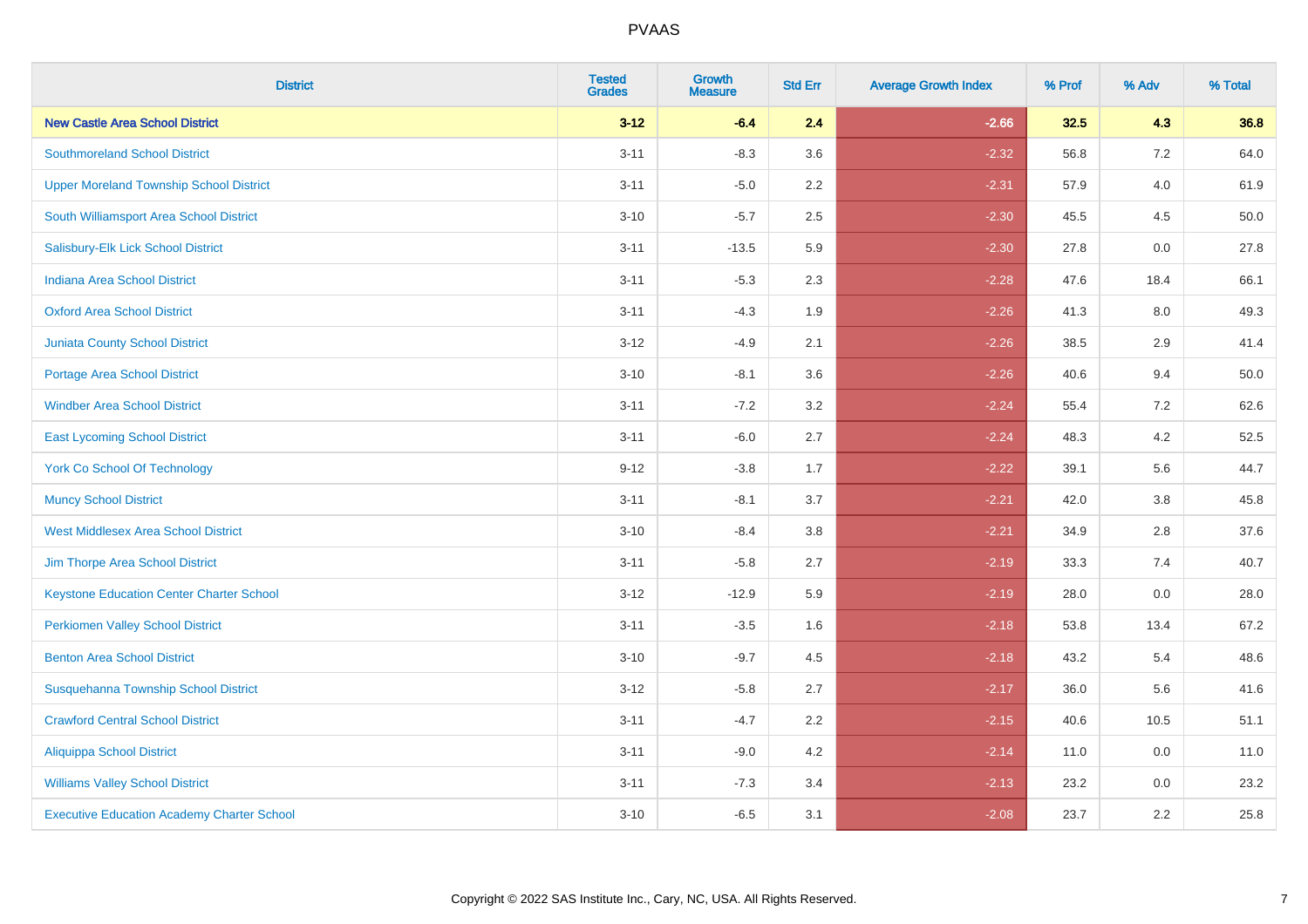# PVAAS

| District | Tested Grades | Growth Measure | Std Err | Average Growth Index | % Prof | % Adv | % Total |
|---|---|---|---|---|---|---|---|
| **New Castle Area School District** | **3-12** | **-6.4** | **2.4** | **-2.66** | **32.5** | **4.3** | **36.8** |
| Southmoreland School District | 3-11 | -8.3 | 3.6 | -2.32 | 56.8 | 7.2 | 64.0 |
| Upper Moreland Township School District | 3-11 | -5.0 | 2.2 | -2.31 | 57.9 | 4.0 | 61.9 |
| South Williamsport Area School District | 3-10 | -5.7 | 2.5 | -2.30 | 45.5 | 4.5 | 50.0 |
| Salisbury-Elk Lick School District | 3-11 | -13.5 | 5.9 | -2.30 | 27.8 | 0.0 | 27.8 |
| Indiana Area School District | 3-11 | -5.3 | 2.3 | -2.28 | 47.6 | 18.4 | 66.1 |
| Oxford Area School District | 3-11 | -4.3 | 1.9 | -2.26 | 41.3 | 8.0 | 49.3 |
| Juniata County School District | 3-12 | -4.9 | 2.1 | -2.26 | 38.5 | 2.9 | 41.4 |
| Portage Area School District | 3-10 | -8.1 | 3.6 | -2.26 | 40.6 | 9.4 | 50.0 |
| Windber Area School District | 3-11 | -7.2 | 3.2 | -2.24 | 55.4 | 7.2 | 62.6 |
| East Lycoming School District | 3-11 | -6.0 | 2.7 | -2.24 | 48.3 | 4.2 | 52.5 |
| York Co School Of Technology | 9-12 | -3.8 | 1.7 | -2.22 | 39.1 | 5.6 | 44.7 |
| Muncy School District | 3-11 | -8.1 | 3.7 | -2.21 | 42.0 | 3.8 | 45.8 |
| West Middlesex Area School District | 3-10 | -8.4 | 3.8 | -2.21 | 34.9 | 2.8 | 37.6 |
| Jim Thorpe Area School District | 3-11 | -5.8 | 2.7 | -2.19 | 33.3 | 7.4 | 40.7 |
| Keystone Education Center Charter School | 3-12 | -12.9 | 5.9 | -2.19 | 28.0 | 0.0 | 28.0 |
| Perkiomen Valley School District | 3-11 | -3.5 | 1.6 | -2.18 | 53.8 | 13.4 | 67.2 |
| Benton Area School District | 3-10 | -9.7 | 4.5 | -2.18 | 43.2 | 5.4 | 48.6 |
| Susquehanna Township School District | 3-12 | -5.8 | 2.7 | -2.17 | 36.0 | 5.6 | 41.6 |
| Crawford Central School District | 3-11 | -4.7 | 2.2 | -2.15 | 40.6 | 10.5 | 51.1 |
| Aliquippa School District | 3-11 | -9.0 | 4.2 | -2.14 | 11.0 | 0.0 | 11.0 |
| Williams Valley School District | 3-11 | -7.3 | 3.4 | -2.13 | 23.2 | 0.0 | 23.2 |
| Executive Education Academy Charter School | 3-10 | -6.5 | 3.1 | -2.08 | 23.7 | 2.2 | 25.8 |

Copyright © 2022 SAS Institute Inc., Cary, NC, USA. All Rights Reserved.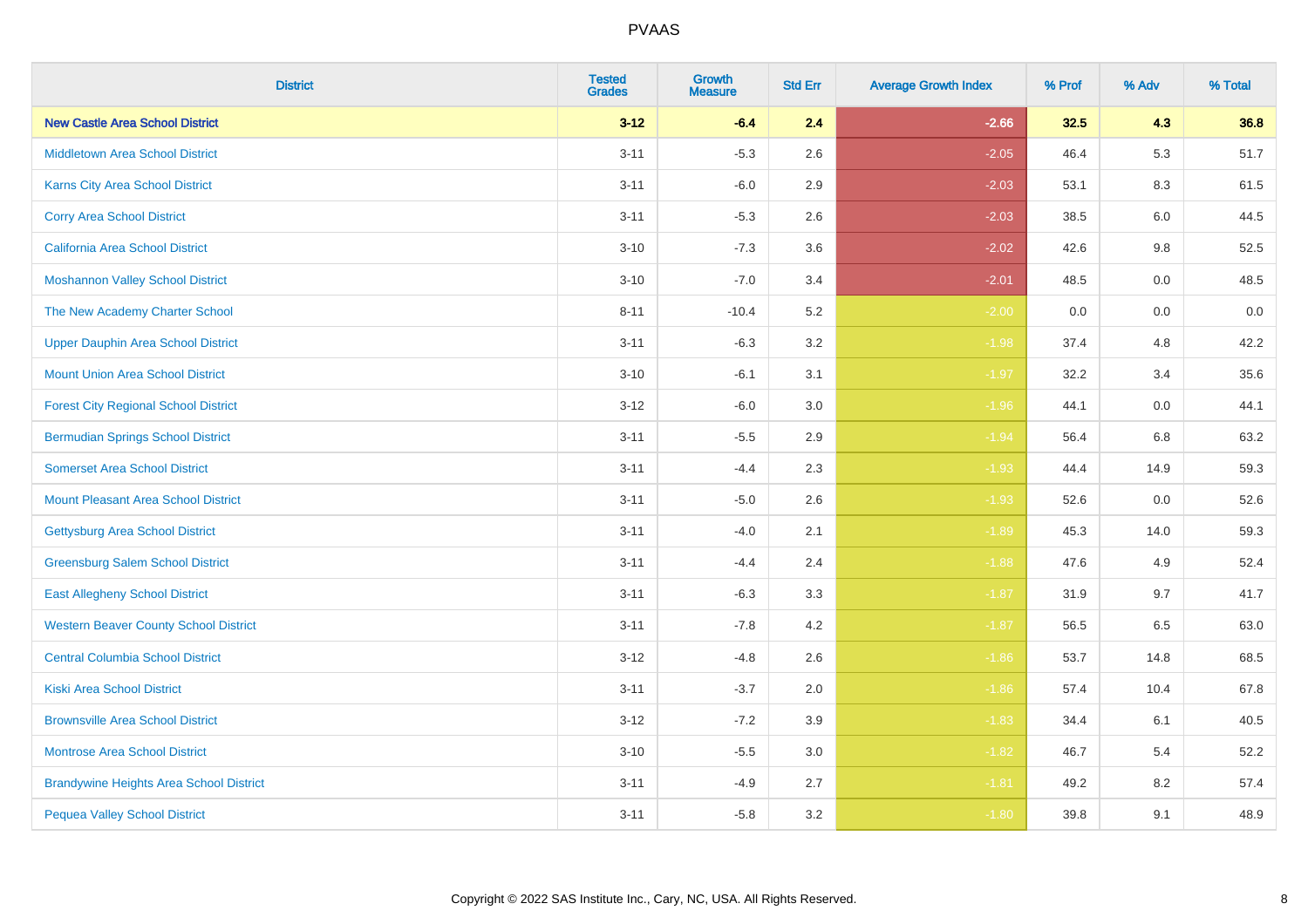PVAAS

| District | Tested Grades | Growth Measure | Std Err | Average Growth Index | % Prof | % Adv | % Total |
|---|---|---|---|---|---|---|---|
| **New Castle Area School District** | **3-12** | **-6.4** | **2.4** | **-2.66** | **32.5** | **4.3** | **36.8** |
| Middletown Area School District | 3-11 | -5.3 | 2.6 | -2.05 | 46.4 | 5.3 | 51.7 |
| Karns City Area School District | 3-11 | -6.0 | 2.9 | -2.03 | 53.1 | 8.3 | 61.5 |
| Corry Area School District | 3-11 | -5.3 | 2.6 | -2.03 | 38.5 | 6.0 | 44.5 |
| California Area School District | 3-10 | -7.3 | 3.6 | -2.02 | 42.6 | 9.8 | 52.5 |
| Moshannon Valley School District | 3-10 | -7.0 | 3.4 | -2.01 | 48.5 | 0.0 | 48.5 |
| The New Academy Charter School | 8-11 | -10.4 | 5.2 | -2.00 | 0.0 | 0.0 | 0.0 |
| Upper Dauphin Area School District | 3-11 | -6.3 | 3.2 | -1.98 | 37.4 | 4.8 | 42.2 |
| Mount Union Area School District | 3-10 | -6.1 | 3.1 | -1.97 | 32.2 | 3.4 | 35.6 |
| Forest City Regional School District | 3-12 | -6.0 | 3.0 | -1.96 | 44.1 | 0.0 | 44.1 |
| Bermudian Springs School District | 3-11 | -5.5 | 2.9 | -1.94 | 56.4 | 6.8 | 63.2 |
| Somerset Area School District | 3-11 | -4.4 | 2.3 | -1.93 | 44.4 | 14.9 | 59.3 |
| Mount Pleasant Area School District | 3-11 | -5.0 | 2.6 | -1.93 | 52.6 | 0.0 | 52.6 |
| Gettysburg Area School District | 3-11 | -4.0 | 2.1 | -1.89 | 45.3 | 14.0 | 59.3 |
| Greensburg Salem School District | 3-11 | -4.4 | 2.4 | -1.88 | 47.6 | 4.9 | 52.4 |
| East Allegheny School District | 3-11 | -6.3 | 3.3 | -1.87 | 31.9 | 9.7 | 41.7 |
| Western Beaver County School District | 3-11 | -7.8 | 4.2 | -1.87 | 56.5 | 6.5 | 63.0 |
| Central Columbia School District | 3-12 | -4.8 | 2.6 | -1.86 | 53.7 | 14.8 | 68.5 |
| Kiski Area School District | 3-11 | -3.7 | 2.0 | -1.86 | 57.4 | 10.4 | 67.8 |
| Brownsville Area School District | 3-12 | -7.2 | 3.9 | -1.83 | 34.4 | 6.1 | 40.5 |
| Montrose Area School District | 3-10 | -5.5 | 3.0 | -1.82 | 46.7 | 5.4 | 52.2 |
| Brandywine Heights Area School District | 3-11 | -4.9 | 2.7 | -1.81 | 49.2 | 8.2 | 57.4 |
| Pequea Valley School District | 3-11 | -5.8 | 3.2 | -1.80 | 39.8 | 9.1 | 48.9 |

Copyright © 2022 SAS Institute Inc., Cary, NC, USA. All Rights Reserved.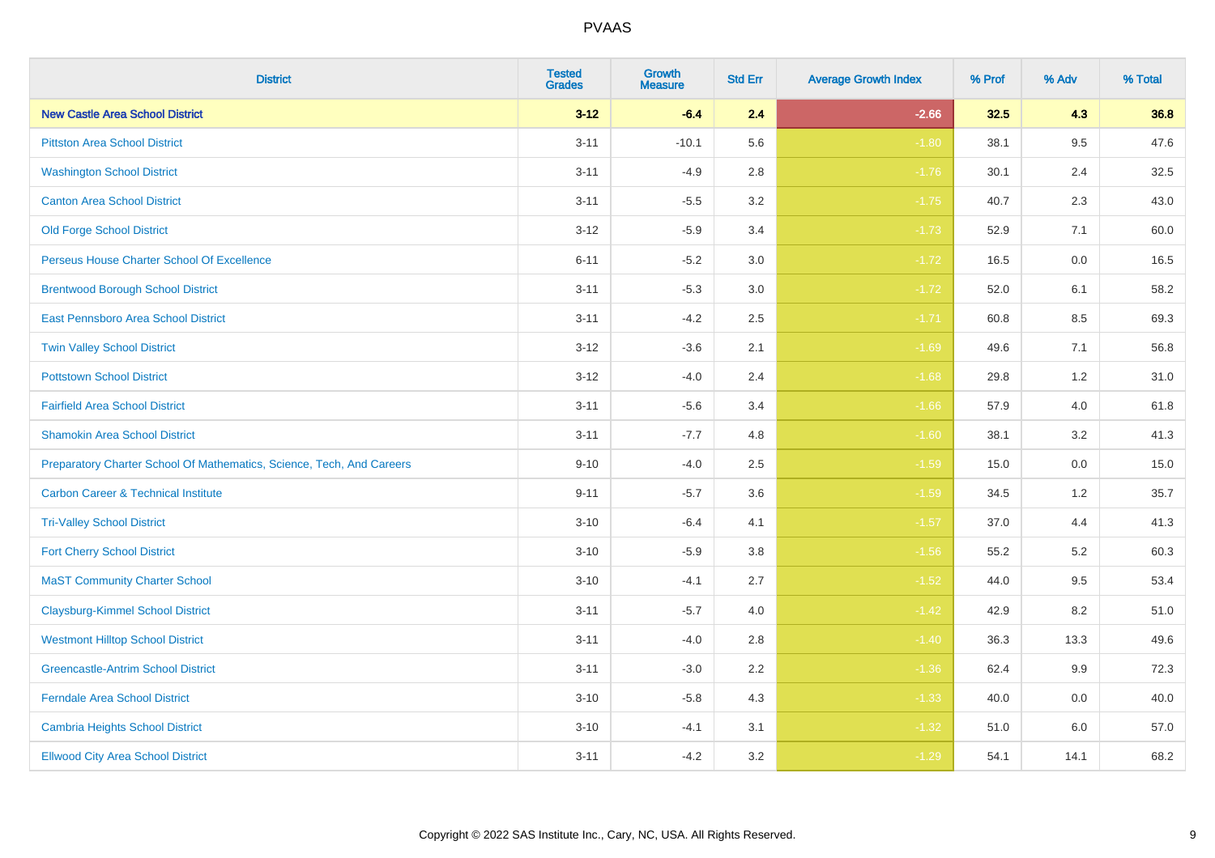| District | Tested Grades | Growth Measure | Std Err | Average Growth Index | % Prof | % Adv | % Total |
|---|---|---|---|---|---|---|---|
| **New Castle Area School District** | **3-12** | **-6.4** | **2.4** | **-2.66** | **32.5** | **4.3** | **36.8** |
| Pittston Area School District | 3-11 | -10.1 | 5.6 | -1.80 | 38.1 | 9.5 | 47.6 |
| Washington School District | 3-11 | -4.9 | 2.8 | -1.76 | 30.1 | 2.4 | 32.5 |
| Canton Area School District | 3-11 | -5.5 | 3.2 | -1.75 | 40.7 | 2.3 | 43.0 |
| Old Forge School District | 3-12 | -5.9 | 3.4 | -1.73 | 52.9 | 7.1 | 60.0 |
| Perseus House Charter School Of Excellence | 6-11 | -5.2 | 3.0 | -1.72 | 16.5 | 0.0 | 16.5 |
| Brentwood Borough School District | 3-11 | -5.3 | 3.0 | -1.72 | 52.0 | 6.1 | 58.2 |
| East Pennsboro Area School District | 3-11 | -4.2 | 2.5 | -1.71 | 60.8 | 8.5 | 69.3 |
| Twin Valley School District | 3-12 | -3.6 | 2.1 | -1.69 | 49.6 | 7.1 | 56.8 |
| Pottstown School District | 3-12 | -4.0 | 2.4 | -1.68 | 29.8 | 1.2 | 31.0 |
| Fairfield Area School District | 3-11 | -5.6 | 3.4 | -1.66 | 57.9 | 4.0 | 61.8 |
| Shamokin Area School District | 3-11 | -7.7 | 4.8 | -1.60 | 38.1 | 3.2 | 41.3 |
| Preparatory Charter School Of Mathematics, Science, Tech, And Careers | 9-10 | -4.0 | 2.5 | -1.59 | 15.0 | 0.0 | 15.0 |
| Carbon Career & Technical Institute | 9-11 | -5.7 | 3.6 | -1.59 | 34.5 | 1.2 | 35.7 |
| Tri-Valley School District | 3-10 | -6.4 | 4.1 | -1.57 | 37.0 | 4.4 | 41.3 |
| Fort Cherry School District | 3-10 | -5.9 | 3.8 | -1.56 | 55.2 | 5.2 | 60.3 |
| MaST Community Charter School | 3-10 | -4.1 | 2.7 | -1.52 | 44.0 | 9.5 | 53.4 |
| Claysburg-Kimmel School District | 3-11 | -5.7 | 4.0 | -1.42 | 42.9 | 8.2 | 51.0 |
| Westmont Hilltop School District | 3-11 | -4.0 | 2.8 | -1.40 | 36.3 | 13.3 | 49.6 |
| Greencastle-Antrim School District | 3-11 | -3.0 | 2.2 | -1.36 | 62.4 | 9.9 | 72.3 |
| Ferndale Area School District | 3-10 | -5.8 | 4.3 | -1.33 | 40.0 | 0.0 | 40.0 |
| Cambria Heights School District | 3-10 | -4.1 | 3.1 | -1.32 | 51.0 | 6.0 | 57.0 |
| Ellwood City Area School District | 3-11 | -4.2 | 3.2 | -1.29 | 54.1 | 14.1 | 68.2 |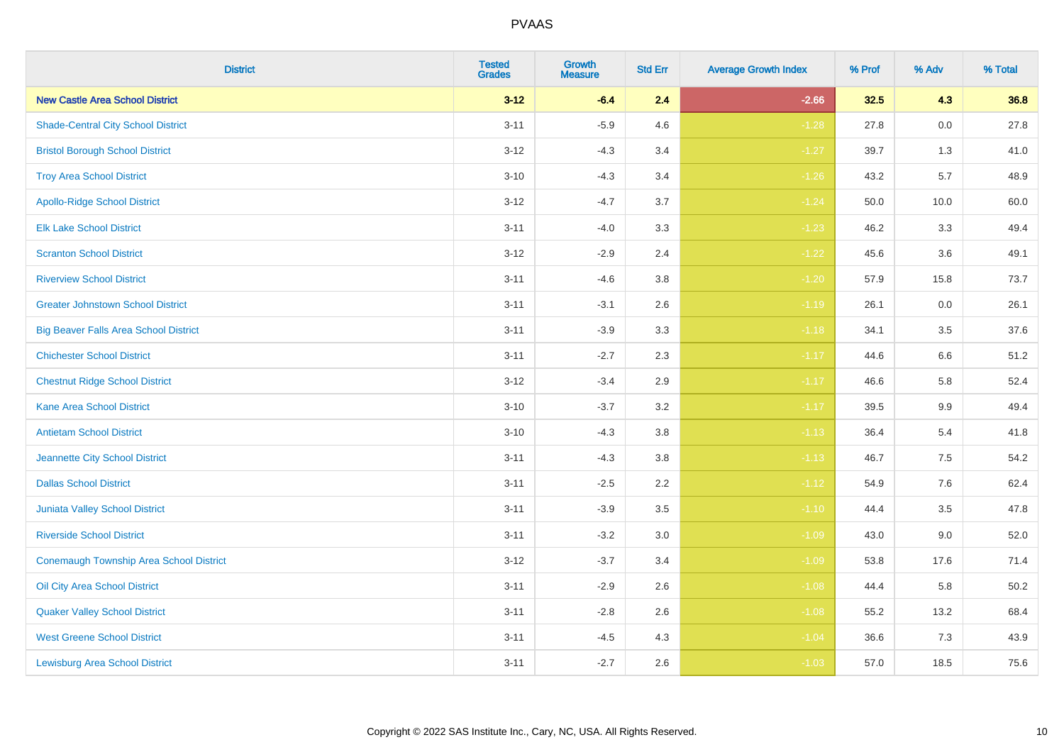| District | Tested Grades | Growth Measure | Std Err | Average Growth Index | % Prof | % Adv | % Total |
|---|---|---|---|---|---|---|---|
| **New Castle Area School District** | **3-12** | **-6.4** | **2.4** | **-2.66** | **32.5** | **4.3** | **36.8** |
| Shade-Central City School District | 3-11 | -5.9 | 4.6 | -1.28 | 27.8 | 0.0 | 27.8 |
| Bristol Borough School District | 3-12 | -4.3 | 3.4 | -1.27 | 39.7 | 1.3 | 41.0 |
| Troy Area School District | 3-10 | -4.3 | 3.4 | -1.26 | 43.2 | 5.7 | 48.9 |
| Apollo-Ridge School District | 3-12 | -4.7 | 3.7 | -1.24 | 50.0 | 10.0 | 60.0 |
| Elk Lake School District | 3-11 | -4.0 | 3.3 | -1.23 | 46.2 | 3.3 | 49.4 |
| Scranton School District | 3-12 | -2.9 | 2.4 | -1.22 | 45.6 | 3.6 | 49.1 |
| Riverview School District | 3-11 | -4.6 | 3.8 | -1.20 | 57.9 | 15.8 | 73.7 |
| Greater Johnstown School District | 3-11 | -3.1 | 2.6 | -1.19 | 26.1 | 0.0 | 26.1 |
| Big Beaver Falls Area School District | 3-11 | -3.9 | 3.3 | -1.18 | 34.1 | 3.5 | 37.6 |
| Chichester School District | 3-11 | -2.7 | 2.3 | -1.17 | 44.6 | 6.6 | 51.2 |
| Chestnut Ridge School District | 3-12 | -3.4 | 2.9 | -1.17 | 46.6 | 5.8 | 52.4 |
| Kane Area School District | 3-10 | -3.7 | 3.2 | -1.17 | 39.5 | 9.9 | 49.4 |
| Antietam School District | 3-10 | -4.3 | 3.8 | -1.13 | 36.4 | 5.4 | 41.8 |
| Jeannette City School District | 3-11 | -4.3 | 3.8 | -1.13 | 46.7 | 7.5 | 54.2 |
| Dallas School District | 3-11 | -2.5 | 2.2 | -1.12 | 54.9 | 7.6 | 62.4 |
| Juniata Valley School District | 3-11 | -3.9 | 3.5 | -1.10 | 44.4 | 3.5 | 47.8 |
| Riverside School District | 3-11 | -3.2 | 3.0 | -1.09 | 43.0 | 9.0 | 52.0 |
| Conemaugh Township Area School District | 3-12 | -3.7 | 3.4 | -1.09 | 53.8 | 17.6 | 71.4 |
| Oil City Area School District | 3-11 | -2.9 | 2.6 | -1.08 | 44.4 | 5.8 | 50.2 |
| Quaker Valley School District | 3-11 | -2.8 | 2.6 | -1.08 | 55.2 | 13.2 | 68.4 |
| West Greene School District | 3-11 | -4.5 | 4.3 | -1.04 | 36.6 | 7.3 | 43.9 |
| Lewisburg Area School District | 3-11 | -2.7 | 2.6 | -1.03 | 57.0 | 18.5 | 75.6 |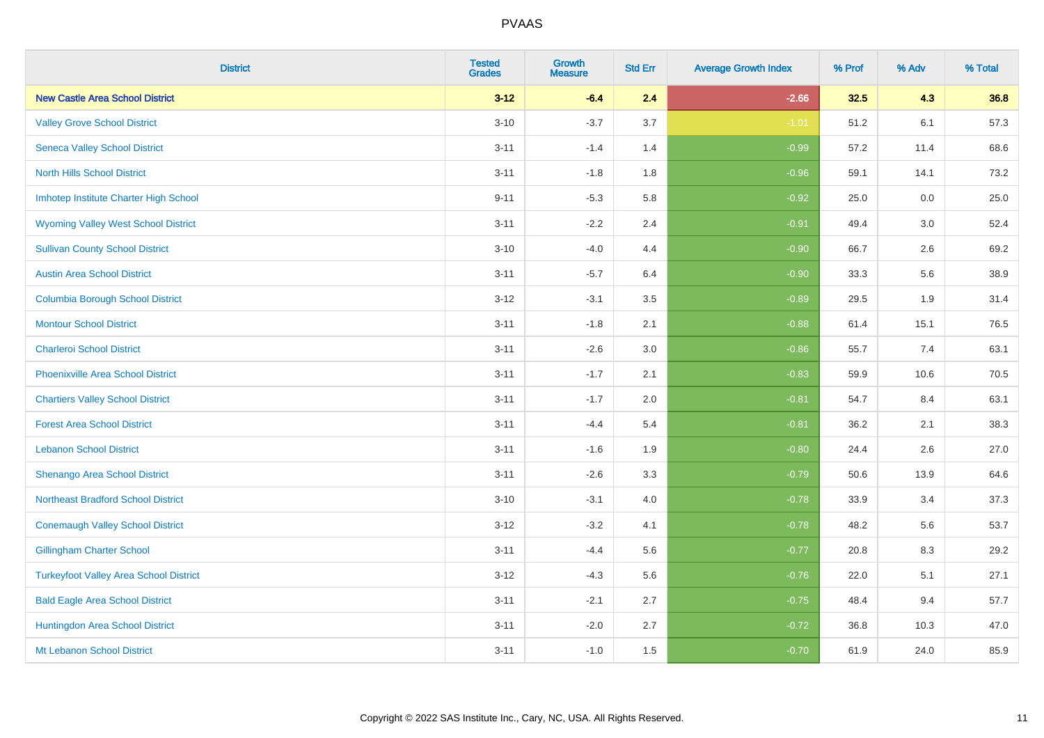| District | Tested Grades | Growth Measure | Std Err | Average Growth Index | % Prof | % Adv | % Total |
|---|---|---|---|---|---|---|---|
| **New Castle Area School District** | **3-12** | **-6.4** | **2.4** | **-2.66** | **32.5** | **4.3** | **36.8** |
| Valley Grove School District | 3-10 | -3.7 | 3.7 | -1.01 | 51.2 | 6.1 | 57.3 |
| Seneca Valley School District | 3-11 | -1.4 | 1.4 | -0.99 | 57.2 | 11.4 | 68.6 |
| North Hills School District | 3-11 | -1.8 | 1.8 | -0.96 | 59.1 | 14.1 | 73.2 |
| Imhotep Institute Charter High School | 9-11 | -5.3 | 5.8 | -0.92 | 25.0 | 0.0 | 25.0 |
| Wyoming Valley West School District | 3-11 | -2.2 | 2.4 | -0.91 | 49.4 | 3.0 | 52.4 |
| Sullivan County School District | 3-10 | -4.0 | 4.4 | -0.90 | 66.7 | 2.6 | 69.2 |
| Austin Area School District | 3-11 | -5.7 | 6.4 | -0.90 | 33.3 | 5.6 | 38.9 |
| Columbia Borough School District | 3-12 | -3.1 | 3.5 | -0.89 | 29.5 | 1.9 | 31.4 |
| Montour School District | 3-11 | -1.8 | 2.1 | -0.88 | 61.4 | 15.1 | 76.5 |
| Charleroi School District | 3-11 | -2.6 | 3.0 | -0.86 | 55.7 | 7.4 | 63.1 |
| Phoenixville Area School District | 3-11 | -1.7 | 2.1 | -0.83 | 59.9 | 10.6 | 70.5 |
| Chartiers Valley School District | 3-11 | -1.7 | 2.0 | -0.81 | 54.7 | 8.4 | 63.1 |
| Forest Area School District | 3-11 | -4.4 | 5.4 | -0.81 | 36.2 | 2.1 | 38.3 |
| Lebanon School District | 3-11 | -1.6 | 1.9 | -0.80 | 24.4 | 2.6 | 27.0 |
| Shenango Area School District | 3-11 | -2.6 | 3.3 | -0.79 | 50.6 | 13.9 | 64.6 |
| Northeast Bradford School District | 3-10 | -3.1 | 4.0 | -0.78 | 33.9 | 3.4 | 37.3 |
| Conemaugh Valley School District | 3-12 | -3.2 | 4.1 | -0.78 | 48.2 | 5.6 | 53.7 |
| Gillingham Charter School | 3-11 | -4.4 | 5.6 | -0.77 | 20.8 | 8.3 | 29.2 |
| Turkeyfoot Valley Area School District | 3-12 | -4.3 | 5.6 | -0.76 | 22.0 | 5.1 | 27.1 |
| Bald Eagle Area School District | 3-11 | -2.1 | 2.7 | -0.75 | 48.4 | 9.4 | 57.7 |
| Huntingdon Area School District | 3-11 | -2.0 | 2.7 | -0.72 | 36.8 | 10.3 | 47.0 |
| Mt Lebanon School District | 3-11 | -1.0 | 1.5 | -0.70 | 61.9 | 24.0 | 85.9 |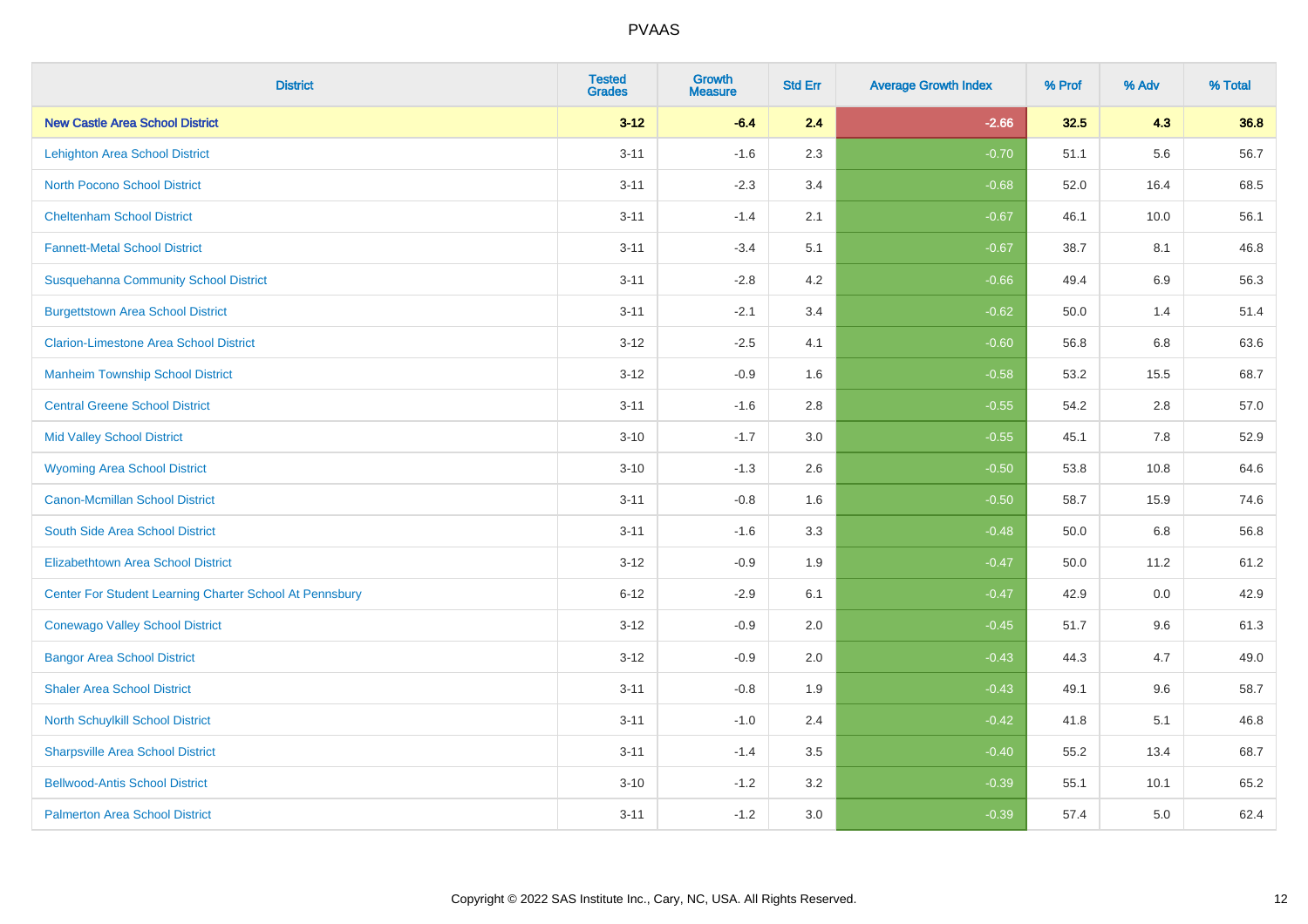| District | Tested Grades | Growth Measure | Std Err | Average Growth Index | % Prof | % Adv | % Total |
|---|---|---|---|---|---|---|---|
| **New Castle Area School District** | **3-12** | **-6.4** | **2.4** | **-2.66** | **32.5** | **4.3** | **36.8** |
| Lehighton Area School District | 3-11 | -1.6 | 2.3 | -0.70 | 51.1 | 5.6 | 56.7 |
| North Pocono School District | 3-11 | -2.3 | 3.4 | -0.68 | 52.0 | 16.4 | 68.5 |
| Cheltenham School District | 3-11 | -1.4 | 2.1 | -0.67 | 46.1 | 10.0 | 56.1 |
| Fannett-Metal School District | 3-11 | -3.4 | 5.1 | -0.67 | 38.7 | 8.1 | 46.8 |
| Susquehanna Community School District | 3-11 | -2.8 | 4.2 | -0.66 | 49.4 | 6.9 | 56.3 |
| Burgettstown Area School District | 3-11 | -2.1 | 3.4 | -0.62 | 50.0 | 1.4 | 51.4 |
| Clarion-Limestone Area School District | 3-12 | -2.5 | 4.1 | -0.60 | 56.8 | 6.8 | 63.6 |
| Manheim Township School District | 3-12 | -0.9 | 1.6 | -0.58 | 53.2 | 15.5 | 68.7 |
| Central Greene School District | 3-11 | -1.6 | 2.8 | -0.55 | 54.2 | 2.8 | 57.0 |
| Mid Valley School District | 3-10 | -1.7 | 3.0 | -0.55 | 45.1 | 7.8 | 52.9 |
| Wyoming Area School District | 3-10 | -1.3 | 2.6 | -0.50 | 53.8 | 10.8 | 64.6 |
| Canon-Mcmillan School District | 3-11 | -0.8 | 1.6 | -0.50 | 58.7 | 15.9 | 74.6 |
| South Side Area School District | 3-11 | -1.6 | 3.3 | -0.48 | 50.0 | 6.8 | 56.8 |
| Elizabethtown Area School District | 3-12 | -0.9 | 1.9 | -0.47 | 50.0 | 11.2 | 61.2 |
| Center For Student Learning Charter School At Pennsbury | 6-12 | -2.9 | 6.1 | -0.47 | 42.9 | 0.0 | 42.9 |
| Conewago Valley School District | 3-12 | -0.9 | 2.0 | -0.45 | 51.7 | 9.6 | 61.3 |
| Bangor Area School District | 3-12 | -0.9 | 2.0 | -0.43 | 44.3 | 4.7 | 49.0 |
| Shaler Area School District | 3-11 | -0.8 | 1.9 | -0.43 | 49.1 | 9.6 | 58.7 |
| North Schuylkill School District | 3-11 | -1.0 | 2.4 | -0.42 | 41.8 | 5.1 | 46.8 |
| Sharpsville Area School District | 3-11 | -1.4 | 3.5 | -0.40 | 55.2 | 13.4 | 68.7 |
| Bellwood-Antis School District | 3-10 | -1.2 | 3.2 | -0.39 | 55.1 | 10.1 | 65.2 |
| Palmerton Area School District | 3-11 | -1.2 | 3.0 | -0.39 | 57.4 | 5.0 | 62.4 |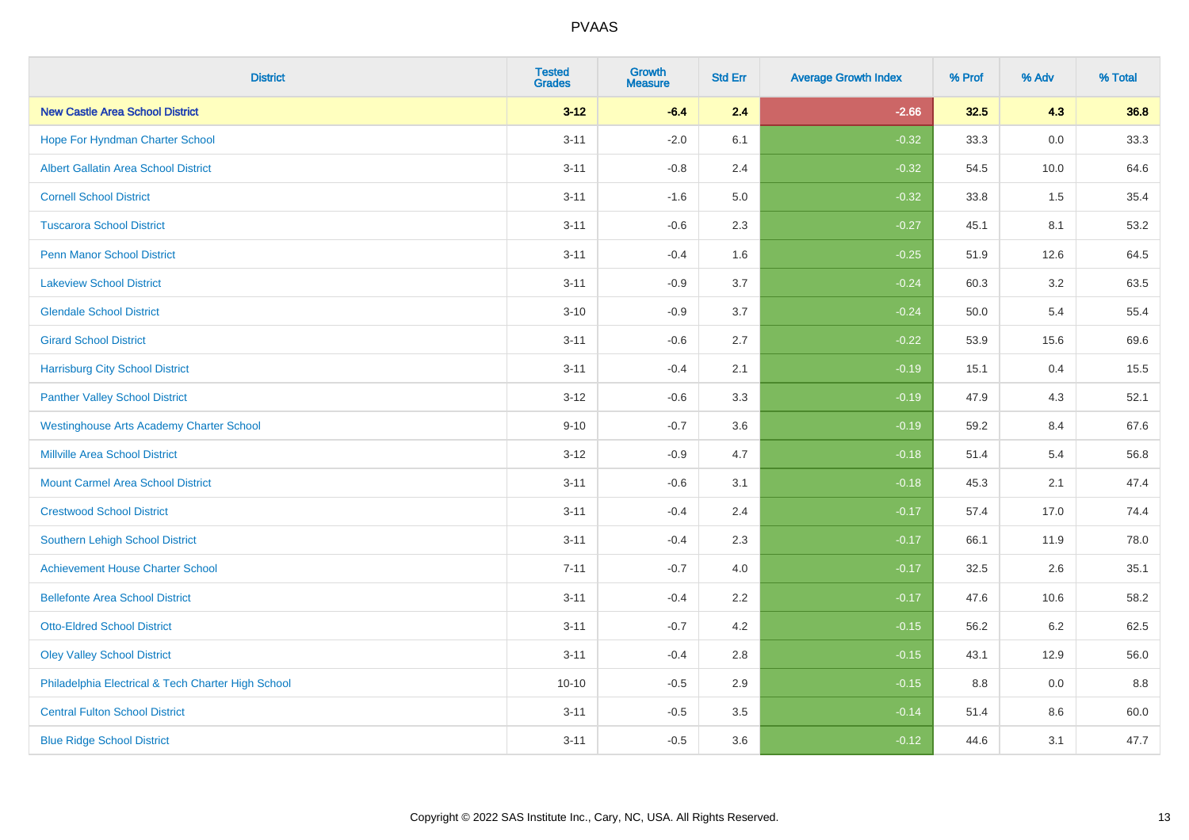# PVAAS

| District | Tested Grades | Growth Measure | Std Err | Average Growth Index | % Prof | % Adv | % Total |
|---|---|---|---|---|---|---|---|
| **New Castle Area School District** | **3-12** | **-6.4** | **2.4** | **-2.66** | **32.5** | **4.3** | **36.8** |
| Hope For Hyndman Charter School | 3-11 | -2.0 | 6.1 | -0.32 | 33.3 | 0.0 | 33.3 |
| Albert Gallatin Area School District | 3-11 | -0.8 | 2.4 | -0.32 | 54.5 | 10.0 | 64.6 |
| Cornell School District | 3-11 | -1.6 | 5.0 | -0.32 | 33.8 | 1.5 | 35.4 |
| Tuscarora School District | 3-11 | -0.6 | 2.3 | -0.27 | 45.1 | 8.1 | 53.2 |
| Penn Manor School District | 3-11 | -0.4 | 1.6 | -0.25 | 51.9 | 12.6 | 64.5 |
| Lakeview School District | 3-11 | -0.9 | 3.7 | -0.24 | 60.3 | 3.2 | 63.5 |
| Glendale School District | 3-10 | -0.9 | 3.7 | -0.24 | 50.0 | 5.4 | 55.4 |
| Girard School District | 3-11 | -0.6 | 2.7 | -0.22 | 53.9 | 15.6 | 69.6 |
| Harrisburg City School District | 3-11 | -0.4 | 2.1 | -0.19 | 15.1 | 0.4 | 15.5 |
| Panther Valley School District | 3-12 | -0.6 | 3.3 | -0.19 | 47.9 | 4.3 | 52.1 |
| Westinghouse Arts Academy Charter School | 9-10 | -0.7 | 3.6 | -0.19 | 59.2 | 8.4 | 67.6 |
| Millville Area School District | 3-12 | -0.9 | 4.7 | -0.18 | 51.4 | 5.4 | 56.8 |
| Mount Carmel Area School District | 3-11 | -0.6 | 3.1 | -0.18 | 45.3 | 2.1 | 47.4 |
| Crestwood School District | 3-11 | -0.4 | 2.4 | -0.17 | 57.4 | 17.0 | 74.4 |
| Southern Lehigh School District | 3-11 | -0.4 | 2.3 | -0.17 | 66.1 | 11.9 | 78.0 |
| Achievement House Charter School | 7-11 | -0.7 | 4.0 | -0.17 | 32.5 | 2.6 | 35.1 |
| Bellefonte Area School District | 3-11 | -0.4 | 2.2 | -0.17 | 47.6 | 10.6 | 58.2 |
| Otto-Eldred School District | 3-11 | -0.7 | 4.2 | -0.15 | 56.2 | 6.2 | 62.5 |
| Oley Valley School District | 3-11 | -0.4 | 2.8 | -0.15 | 43.1 | 12.9 | 56.0 |
| Philadelphia Electrical & Tech Charter High School | 10-10 | -0.5 | 2.9 | -0.15 | 8.8 | 0.0 | 8.8 |
| Central Fulton School District | 3-11 | -0.5 | 3.5 | -0.14 | 51.4 | 8.6 | 60.0 |
| Blue Ridge School District | 3-11 | -0.5 | 3.6 | -0.12 | 44.6 | 3.1 | 47.7 |

Copyright © 2022 SAS Institute Inc., Cary, NC, USA. All Rights Reserved.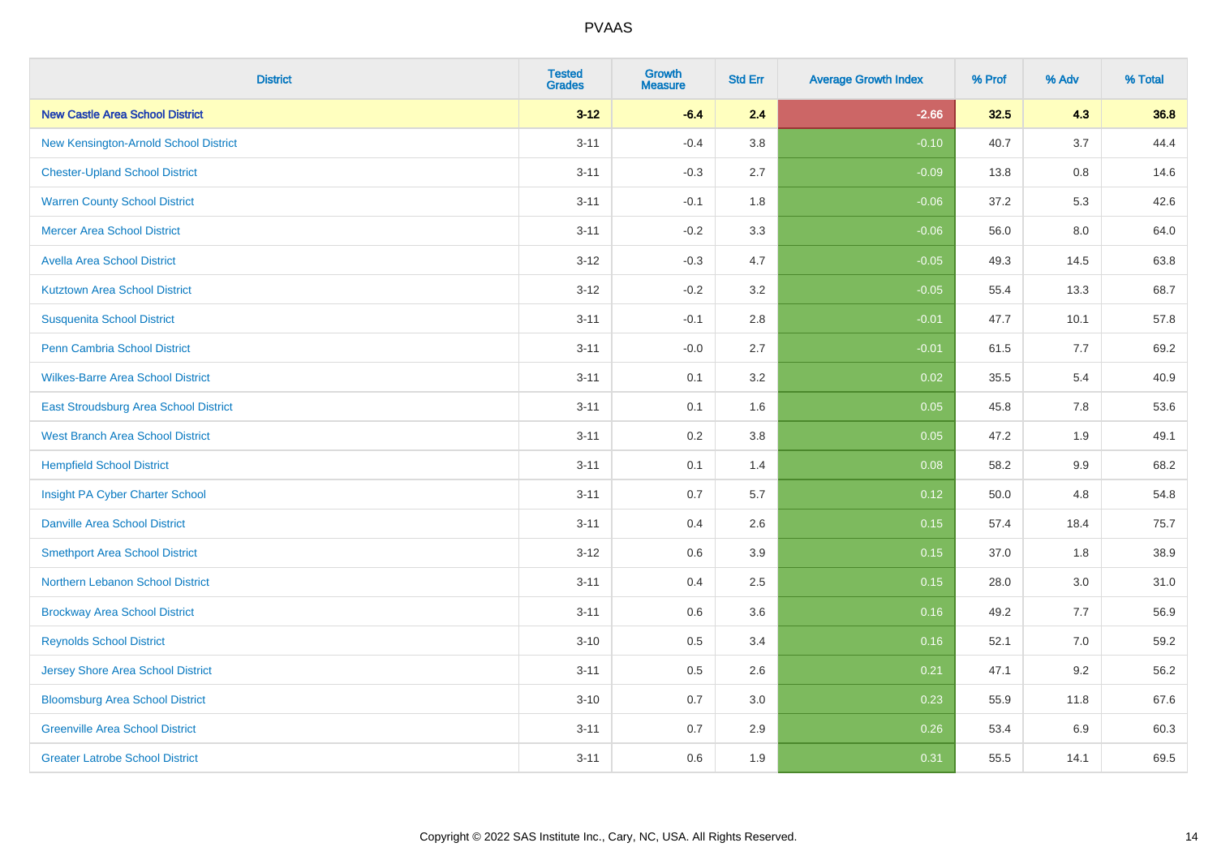PVAAS

| District | Tested Grades | Growth Measure | Std Err | Average Growth Index | % Prof | % Adv | % Total |
|---|---|---|---|---|---|---|---|
| **New Castle Area School District** | **3-12** | **-6.4** | **2.4** | **-2.66** | **32.5** | **4.3** | **36.8** |
| New Kensington-Arnold School District | 3-11 | -0.4 | 3.8 | -0.10 | 40.7 | 3.7 | 44.4 |
| Chester-Upland School District | 3-11 | -0.3 | 2.7 | -0.09 | 13.8 | 0.8 | 14.6 |
| Warren County School District | 3-11 | -0.1 | 1.8 | -0.06 | 37.2 | 5.3 | 42.6 |
| Mercer Area School District | 3-11 | -0.2 | 3.3 | -0.06 | 56.0 | 8.0 | 64.0 |
| Avella Area School District | 3-12 | -0.3 | 4.7 | -0.05 | 49.3 | 14.5 | 63.8 |
| Kutztown Area School District | 3-12 | -0.2 | 3.2 | -0.05 | 55.4 | 13.3 | 68.7 |
| Susquenita School District | 3-11 | -0.1 | 2.8 | -0.01 | 47.7 | 10.1 | 57.8 |
| Penn Cambria School District | 3-11 | -0.0 | 2.7 | -0.01 | 61.5 | 7.7 | 69.2 |
| Wilkes-Barre Area School District | 3-11 | 0.1 | 3.2 | 0.02 | 35.5 | 5.4 | 40.9 |
| East Stroudsburg Area School District | 3-11 | 0.1 | 1.6 | 0.05 | 45.8 | 7.8 | 53.6 |
| West Branch Area School District | 3-11 | 0.2 | 3.8 | 0.05 | 47.2 | 1.9 | 49.1 |
| Hempfield School District | 3-11 | 0.1 | 1.4 | 0.08 | 58.2 | 9.9 | 68.2 |
| Insight PA Cyber Charter School | 3-11 | 0.7 | 5.7 | 0.12 | 50.0 | 4.8 | 54.8 |
| Danville Area School District | 3-11 | 0.4 | 2.6 | 0.15 | 57.4 | 18.4 | 75.7 |
| Smethport Area School District | 3-12 | 0.6 | 3.9 | 0.15 | 37.0 | 1.8 | 38.9 |
| Northern Lebanon School District | 3-11 | 0.4 | 2.5 | 0.15 | 28.0 | 3.0 | 31.0 |
| Brockway Area School District | 3-11 | 0.6 | 3.6 | 0.16 | 49.2 | 7.7 | 56.9 |
| Reynolds School District | 3-10 | 0.5 | 3.4 | 0.16 | 52.1 | 7.0 | 59.2 |
| Jersey Shore Area School District | 3-11 | 0.5 | 2.6 | 0.21 | 47.1 | 9.2 | 56.2 |
| Bloomsburg Area School District | 3-10 | 0.7 | 3.0 | 0.23 | 55.9 | 11.8 | 67.6 |
| Greenville Area School District | 3-11 | 0.7 | 2.9 | 0.26 | 53.4 | 6.9 | 60.3 |
| Greater Latrobe School District | 3-11 | 0.6 | 1.9 | 0.31 | 55.5 | 14.1 | 69.5 |

Copyright © 2022 SAS Institute Inc., Cary, NC, USA. All Rights Reserved.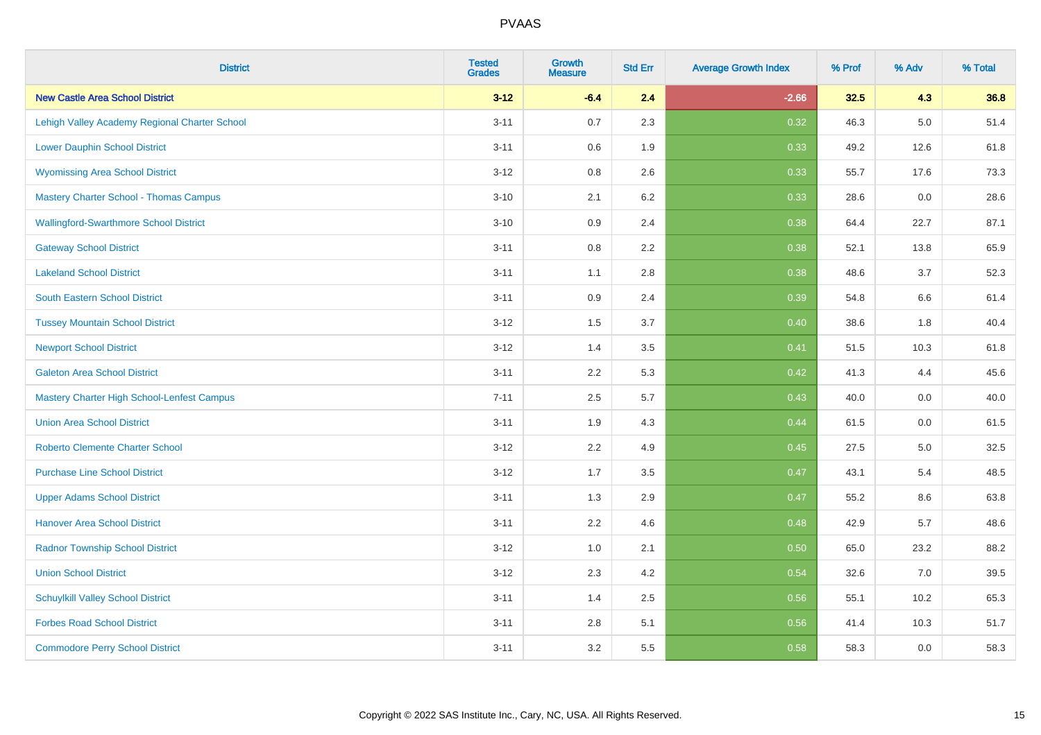# PVAAS

| District | Tested Grades | Growth Measure | Std Err | Average Growth Index | % Prof | % Adv | % Total |
|---|---|---|---|---|---|---|---|
| **New Castle Area School District** | **3-12** | **-6.4** | **2.4** | **-2.66** | **32.5** | **4.3** | **36.8** |
| Lehigh Valley Academy Regional Charter School | 3-11 | 0.7 | 2.3 | 0.32 | 46.3 | 5.0 | 51.4 |
| Lower Dauphin School District | 3-11 | 0.6 | 1.9 | 0.33 | 49.2 | 12.6 | 61.8 |
| Wyomissing Area School District | 3-12 | 0.8 | 2.6 | 0.33 | 55.7 | 17.6 | 73.3 |
| Mastery Charter School - Thomas Campus | 3-10 | 2.1 | 6.2 | 0.33 | 28.6 | 0.0 | 28.6 |
| Wallingford-Swarthmore School District | 3-10 | 0.9 | 2.4 | 0.38 | 64.4 | 22.7 | 87.1 |
| Gateway School District | 3-11 | 0.8 | 2.2 | 0.38 | 52.1 | 13.8 | 65.9 |
| Lakeland School District | 3-11 | 1.1 | 2.8 | 0.38 | 48.6 | 3.7 | 52.3 |
| South Eastern School District | 3-11 | 0.9 | 2.4 | 0.39 | 54.8 | 6.6 | 61.4 |
| Tussey Mountain School District | 3-12 | 1.5 | 3.7 | 0.40 | 38.6 | 1.8 | 40.4 |
| Newport School District | 3-12 | 1.4 | 3.5 | 0.41 | 51.5 | 10.3 | 61.8 |
| Galeton Area School District | 3-11 | 2.2 | 5.3 | 0.42 | 41.3 | 4.4 | 45.6 |
| Mastery Charter High School-Lenfest Campus | 7-11 | 2.5 | 5.7 | 0.43 | 40.0 | 0.0 | 40.0 |
| Union Area School District | 3-11 | 1.9 | 4.3 | 0.44 | 61.5 | 0.0 | 61.5 |
| Roberto Clemente Charter School | 3-12 | 2.2 | 4.9 | 0.45 | 27.5 | 5.0 | 32.5 |
| Purchase Line School District | 3-12 | 1.7 | 3.5 | 0.47 | 43.1 | 5.4 | 48.5 |
| Upper Adams School District | 3-11 | 1.3 | 2.9 | 0.47 | 55.2 | 8.6 | 63.8 |
| Hanover Area School District | 3-11 | 2.2 | 4.6 | 0.48 | 42.9 | 5.7 | 48.6 |
| Radnor Township School District | 3-12 | 1.0 | 2.1 | 0.50 | 65.0 | 23.2 | 88.2 |
| Union School District | 3-12 | 2.3 | 4.2 | 0.54 | 32.6 | 7.0 | 39.5 |
| Schuylkill Valley School District | 3-11 | 1.4 | 2.5 | 0.56 | 55.1 | 10.2 | 65.3 |
| Forbes Road School District | 3-11 | 2.8 | 5.1 | 0.56 | 41.4 | 10.3 | 51.7 |
| Commodore Perry School District | 3-11 | 3.2 | 5.5 | 0.58 | 58.3 | 0.0 | 58.3 |

Copyright © 2022 SAS Institute Inc., Cary, NC, USA. All Rights Reserved.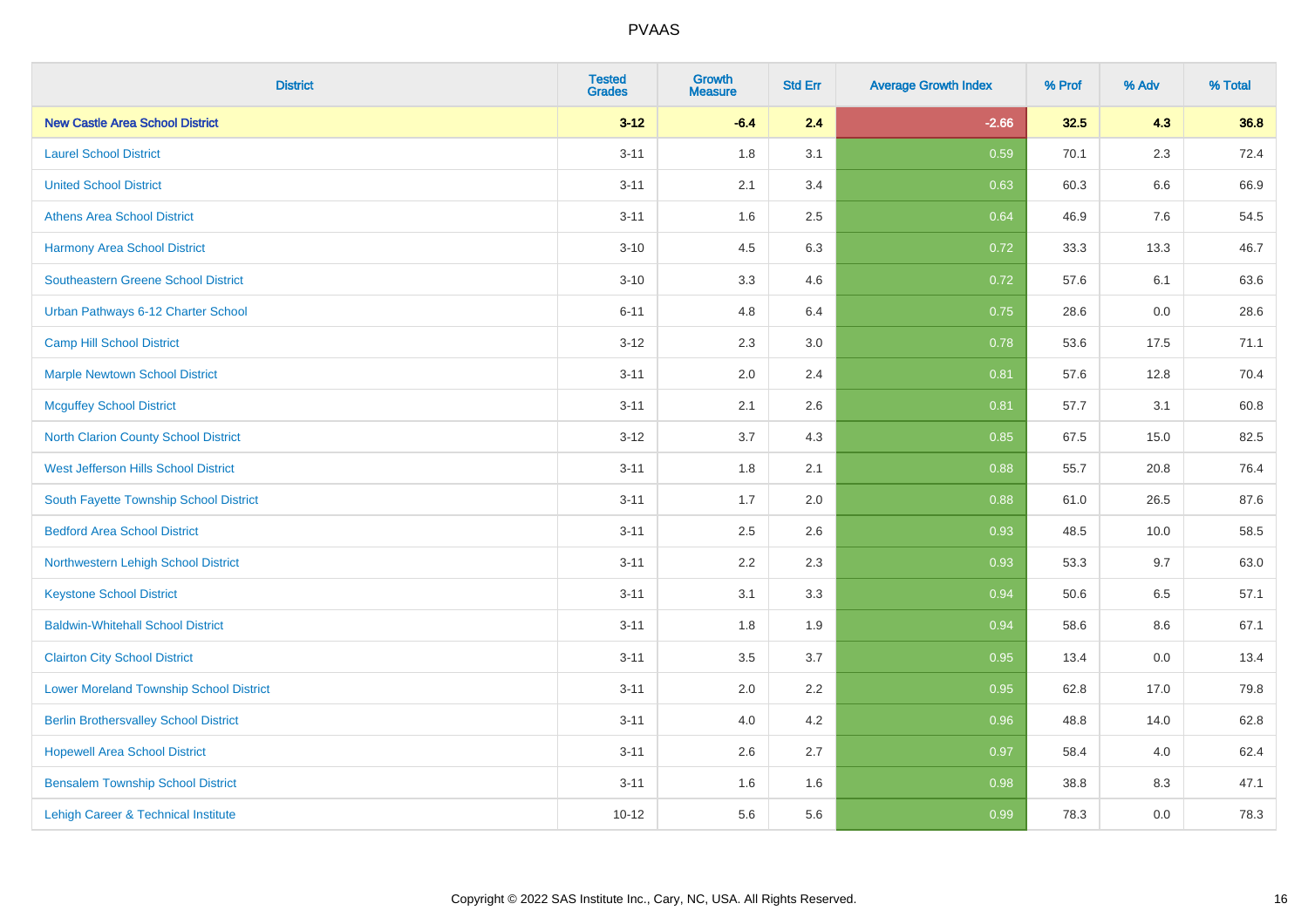# PVAAS

| District | Tested Grades | Growth Measure | Std Err | Average Growth Index | % Prof | % Adv | % Total |
|---|---|---|---|---|---|---|---|
| **New Castle Area School District** | **3-12** | **-6.4** | **2.4** | **-2.66** | **32.5** | **4.3** | **36.8** |
| Laurel School District | 3-11 | 1.8 | 3.1 | 0.59 | 70.1 | 2.3 | 72.4 |
| United School District | 3-11 | 2.1 | 3.4 | 0.63 | 60.3 | 6.6 | 66.9 |
| Athens Area School District | 3-11 | 1.6 | 2.5 | 0.64 | 46.9 | 7.6 | 54.5 |
| Harmony Area School District | 3-10 | 4.5 | 6.3 | 0.72 | 33.3 | 13.3 | 46.7 |
| Southeastern Greene School District | 3-10 | 3.3 | 4.6 | 0.72 | 57.6 | 6.1 | 63.6 |
| Urban Pathways 6-12 Charter School | 6-11 | 4.8 | 6.4 | 0.75 | 28.6 | 0.0 | 28.6 |
| Camp Hill School District | 3-12 | 2.3 | 3.0 | 0.78 | 53.6 | 17.5 | 71.1 |
| Marple Newtown School District | 3-11 | 2.0 | 2.4 | 0.81 | 57.6 | 12.8 | 70.4 |
| Mcguffey School District | 3-11 | 2.1 | 2.6 | 0.81 | 57.7 | 3.1 | 60.8 |
| North Clarion County School District | 3-12 | 3.7 | 4.3 | 0.85 | 67.5 | 15.0 | 82.5 |
| West Jefferson Hills School District | 3-11 | 1.8 | 2.1 | 0.88 | 55.7 | 20.8 | 76.4 |
| South Fayette Township School District | 3-11 | 1.7 | 2.0 | 0.88 | 61.0 | 26.5 | 87.6 |
| Bedford Area School District | 3-11 | 2.5 | 2.6 | 0.93 | 48.5 | 10.0 | 58.5 |
| Northwestern Lehigh School District | 3-11 | 2.2 | 2.3 | 0.93 | 53.3 | 9.7 | 63.0 |
| Keystone School District | 3-11 | 3.1 | 3.3 | 0.94 | 50.6 | 6.5 | 57.1 |
| Baldwin-Whitehall School District | 3-11 | 1.8 | 1.9 | 0.94 | 58.6 | 8.6 | 67.1 |
| Clairton City School District | 3-11 | 3.5 | 3.7 | 0.95 | 13.4 | 0.0 | 13.4 |
| Lower Moreland Township School District | 3-11 | 2.0 | 2.2 | 0.95 | 62.8 | 17.0 | 79.8 |
| Berlin Brothersvalley School District | 3-11 | 4.0 | 4.2 | 0.96 | 48.8 | 14.0 | 62.8 |
| Hopewell Area School District | 3-11 | 2.6 | 2.7 | 0.97 | 58.4 | 4.0 | 62.4 |
| Bensalem Township School District | 3-11 | 1.6 | 1.6 | 0.98 | 38.8 | 8.3 | 47.1 |
| Lehigh Career & Technical Institute | 10-12 | 5.6 | 5.6 | 0.99 | 78.3 | 0.0 | 78.3 |

Copyright © 2022 SAS Institute Inc., Cary, NC, USA. All Rights Reserved.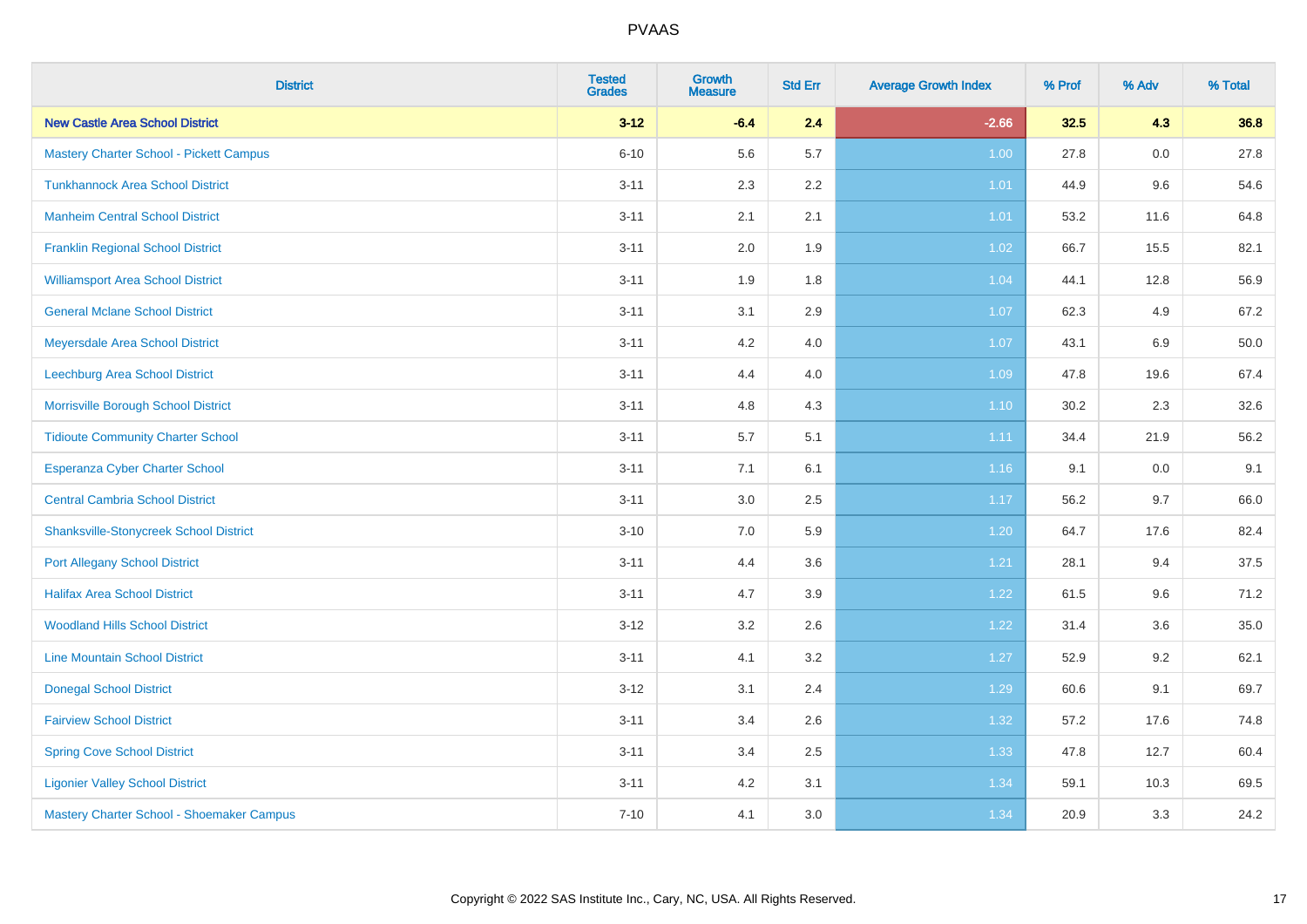PVAAS

| District | Tested Grades | Growth Measure | Std Err | Average Growth Index | % Prof | % Adv | % Total |
|---|---|---|---|---|---|---|---|
| **New Castle Area School District** | **3-12** | **-6.4** | **2.4** | **-2.66** | **32.5** | **4.3** | **36.8** |
| Mastery Charter School - Pickett Campus | 6-10 | 5.6 | 5.7 | 1.00 | 27.8 | 0.0 | 27.8 |
| Tunkhannock Area School District | 3-11 | 2.3 | 2.2 | 1.01 | 44.9 | 9.6 | 54.6 |
| Manheim Central School District | 3-11 | 2.1 | 2.1 | 1.01 | 53.2 | 11.6 | 64.8 |
| Franklin Regional School District | 3-11 | 2.0 | 1.9 | 1.02 | 66.7 | 15.5 | 82.1 |
| Williamsport Area School District | 3-11 | 1.9 | 1.8 | 1.04 | 44.1 | 12.8 | 56.9 |
| General Mclane School District | 3-11 | 3.1 | 2.9 | 1.07 | 62.3 | 4.9 | 67.2 |
| Meyersdale Area School District | 3-11 | 4.2 | 4.0 | 1.07 | 43.1 | 6.9 | 50.0 |
| Leechburg Area School District | 3-11 | 4.4 | 4.0 | 1.09 | 47.8 | 19.6 | 67.4 |
| Morrisville Borough School District | 3-11 | 4.8 | 4.3 | 1.10 | 30.2 | 2.3 | 32.6 |
| Tidioute Community Charter School | 3-11 | 5.7 | 5.1 | 1.11 | 34.4 | 21.9 | 56.2 |
| Esperanza Cyber Charter School | 3-11 | 7.1 | 6.1 | 1.16 | 9.1 | 0.0 | 9.1 |
| Central Cambria School District | 3-11 | 3.0 | 2.5 | 1.17 | 56.2 | 9.7 | 66.0 |
| Shanksville-Stonycreek School District | 3-10 | 7.0 | 5.9 | 1.20 | 64.7 | 17.6 | 82.4 |
| Port Allegany School District | 3-11 | 4.4 | 3.6 | 1.21 | 28.1 | 9.4 | 37.5 |
| Halifax Area School District | 3-11 | 4.7 | 3.9 | 1.22 | 61.5 | 9.6 | 71.2 |
| Woodland Hills School District | 3-12 | 3.2 | 2.6 | 1.22 | 31.4 | 3.6 | 35.0 |
| Line Mountain School District | 3-11 | 4.1 | 3.2 | 1.27 | 52.9 | 9.2 | 62.1 |
| Donegal School District | 3-12 | 3.1 | 2.4 | 1.29 | 60.6 | 9.1 | 69.7 |
| Fairview School District | 3-11 | 3.4 | 2.6 | 1.32 | 57.2 | 17.6 | 74.8 |
| Spring Cove School District | 3-11 | 3.4 | 2.5 | 1.33 | 47.8 | 12.7 | 60.4 |
| Ligonier Valley School District | 3-11 | 4.2 | 3.1 | 1.34 | 59.1 | 10.3 | 69.5 |
| Mastery Charter School - Shoemaker Campus | 7-10 | 4.1 | 3.0 | 1.34 | 20.9 | 3.3 | 24.2 |

Copyright © 2022 SAS Institute Inc., Cary, NC, USA. All Rights Reserved.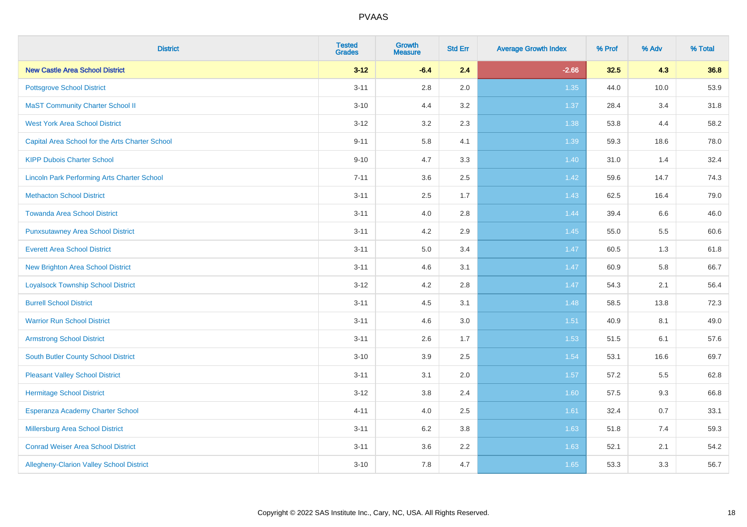# PVAAS

| District | Tested Grades | Growth Measure | Std Err | Average Growth Index | % Prof | % Adv | % Total |
|---|---|---|---|---|---|---|---|
| **New Castle Area School District** | **3-12** | **-6.4** | **2.4** | **-2.66** | **32.5** | **4.3** | **36.8** |
| Pottsgrove School District | 3-11 | 2.8 | 2.0 | 1.35 | 44.0 | 10.0 | 53.9 |
| MaST Community Charter School II | 3-10 | 4.4 | 3.2 | 1.37 | 28.4 | 3.4 | 31.8 |
| West York Area School District | 3-12 | 3.2 | 2.3 | 1.38 | 53.8 | 4.4 | 58.2 |
| Capital Area School for the Arts Charter School | 9-11 | 5.8 | 4.1 | 1.39 | 59.3 | 18.6 | 78.0 |
| KIPP Dubois Charter School | 9-10 | 4.7 | 3.3 | 1.40 | 31.0 | 1.4 | 32.4 |
| Lincoln Park Performing Arts Charter School | 7-11 | 3.6 | 2.5 | 1.42 | 59.6 | 14.7 | 74.3 |
| Methacton School District | 3-11 | 2.5 | 1.7 | 1.43 | 62.5 | 16.4 | 79.0 |
| Towanda Area School District | 3-11 | 4.0 | 2.8 | 1.44 | 39.4 | 6.6 | 46.0 |
| Punxsutawney Area School District | 3-11 | 4.2 | 2.9 | 1.45 | 55.0 | 5.5 | 60.6 |
| Everett Area School District | 3-11 | 5.0 | 3.4 | 1.47 | 60.5 | 1.3 | 61.8 |
| New Brighton Area School District | 3-11 | 4.6 | 3.1 | 1.47 | 60.9 | 5.8 | 66.7 |
| Loyalsock Township School District | 3-12 | 4.2 | 2.8 | 1.47 | 54.3 | 2.1 | 56.4 |
| Burrell School District | 3-11 | 4.5 | 3.1 | 1.48 | 58.5 | 13.8 | 72.3 |
| Warrior Run School District | 3-11 | 4.6 | 3.0 | 1.51 | 40.9 | 8.1 | 49.0 |
| Armstrong School District | 3-11 | 2.6 | 1.7 | 1.53 | 51.5 | 6.1 | 57.6 |
| South Butler County School District | 3-10 | 3.9 | 2.5 | 1.54 | 53.1 | 16.6 | 69.7 |
| Pleasant Valley School District | 3-11 | 3.1 | 2.0 | 1.57 | 57.2 | 5.5 | 62.8 |
| Hermitage School District | 3-12 | 3.8 | 2.4 | 1.60 | 57.5 | 9.3 | 66.8 |
| Esperanza Academy Charter School | 4-11 | 4.0 | 2.5 | 1.61 | 32.4 | 0.7 | 33.1 |
| Millersburg Area School District | 3-11 | 6.2 | 3.8 | 1.63 | 51.8 | 7.4 | 59.3 |
| Conrad Weiser Area School District | 3-11 | 3.6 | 2.2 | 1.63 | 52.1 | 2.1 | 54.2 |
| Allegheny-Clarion Valley School District | 3-10 | 7.8 | 4.7 | 1.65 | 53.3 | 3.3 | 56.7 |

Copyright © 2022 SAS Institute Inc., Cary, NC, USA. All Rights Reserved.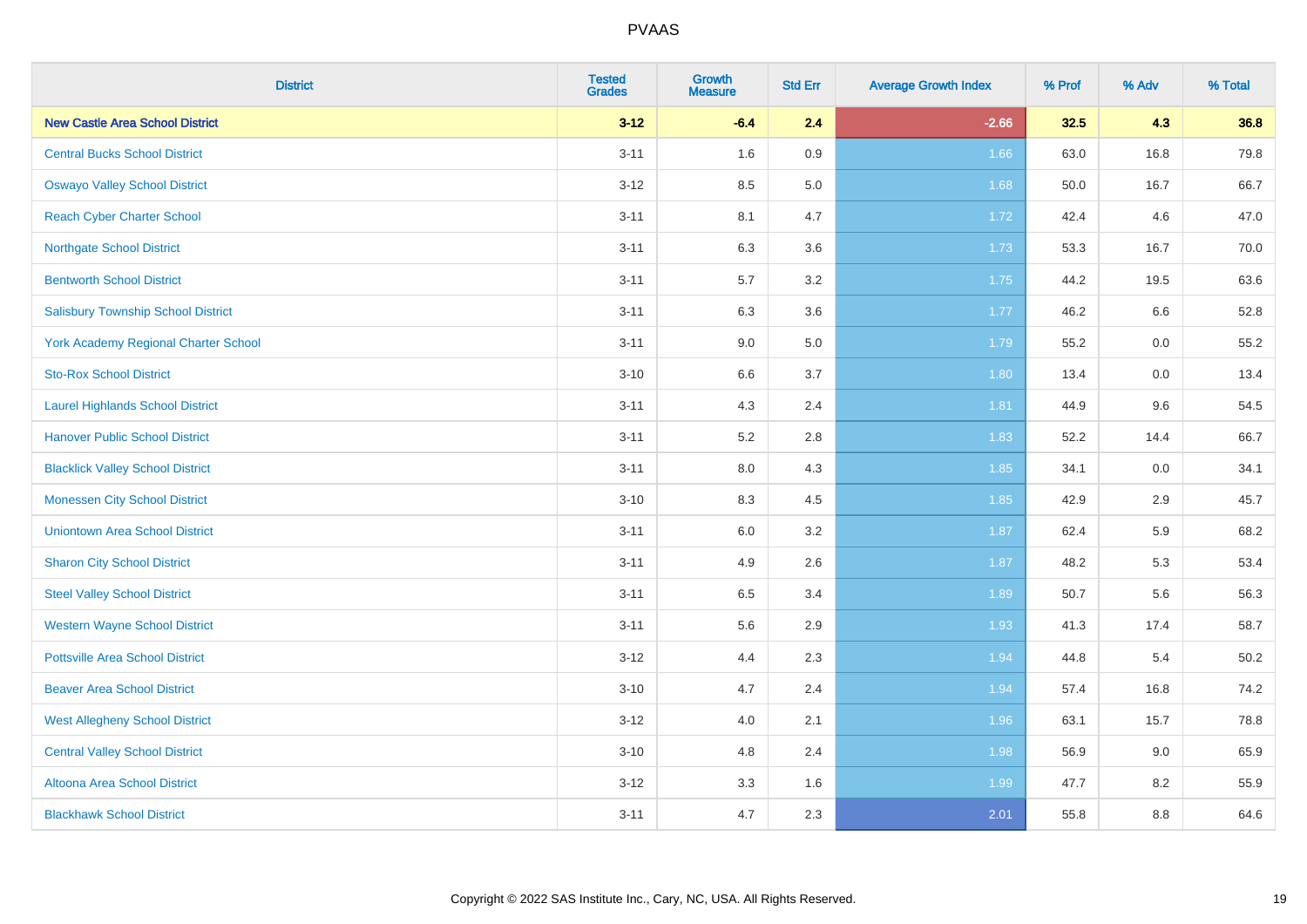# PVAAS

| District | Tested Grades | Growth Measure | Std Err | Average Growth Index | % Prof | % Adv | % Total |
|---|---|---|---|---|---|---|---|
| **New Castle Area School District** | **3-12** | **-6.4** | **2.4** | **-2.66** | **32.5** | **4.3** | **36.8** |
| Central Bucks School District | 3-11 | 1.6 | 0.9 | 1.66 | 63.0 | 16.8 | 79.8 |
| Oswayo Valley School District | 3-12 | 8.5 | 5.0 | 1.68 | 50.0 | 16.7 | 66.7 |
| Reach Cyber Charter School | 3-11 | 8.1 | 4.7 | 1.72 | 42.4 | 4.6 | 47.0 |
| Northgate School District | 3-11 | 6.3 | 3.6 | 1.73 | 53.3 | 16.7 | 70.0 |
| Bentworth School District | 3-11 | 5.7 | 3.2 | 1.75 | 44.2 | 19.5 | 63.6 |
| Salisbury Township School District | 3-11 | 6.3 | 3.6 | 1.77 | 46.2 | 6.6 | 52.8 |
| York Academy Regional Charter School | 3-11 | 9.0 | 5.0 | 1.79 | 55.2 | 0.0 | 55.2 |
| Sto-Rox School District | 3-10 | 6.6 | 3.7 | 1.80 | 13.4 | 0.0 | 13.4 |
| Laurel Highlands School District | 3-11 | 4.3 | 2.4 | 1.81 | 44.9 | 9.6 | 54.5 |
| Hanover Public School District | 3-11 | 5.2 | 2.8 | 1.83 | 52.2 | 14.4 | 66.7 |
| Blacklick Valley School District | 3-11 | 8.0 | 4.3 | 1.85 | 34.1 | 0.0 | 34.1 |
| Monessen City School District | 3-10 | 8.3 | 4.5 | 1.85 | 42.9 | 2.9 | 45.7 |
| Uniontown Area School District | 3-11 | 6.0 | 3.2 | 1.87 | 62.4 | 5.9 | 68.2 |
| Sharon City School District | 3-11 | 4.9 | 2.6 | 1.87 | 48.2 | 5.3 | 53.4 |
| Steel Valley School District | 3-11 | 6.5 | 3.4 | 1.89 | 50.7 | 5.6 | 56.3 |
| Western Wayne School District | 3-11 | 5.6 | 2.9 | 1.93 | 41.3 | 17.4 | 58.7 |
| Pottsville Area School District | 3-12 | 4.4 | 2.3 | 1.94 | 44.8 | 5.4 | 50.2 |
| Beaver Area School District | 3-10 | 4.7 | 2.4 | 1.94 | 57.4 | 16.8 | 74.2 |
| West Allegheny School District | 3-12 | 4.0 | 2.1 | 1.96 | 63.1 | 15.7 | 78.8 |
| Central Valley School District | 3-10 | 4.8 | 2.4 | 1.98 | 56.9 | 9.0 | 65.9 |
| Altoona Area School District | 3-12 | 3.3 | 1.6 | 1.99 | 47.7 | 8.2 | 55.9 |
| Blackhawk School District | 3-11 | 4.7 | 2.3 | 2.01 | 55.8 | 8.8 | 64.6 |

Copyright © 2022 SAS Institute Inc., Cary, NC, USA. All Rights Reserved.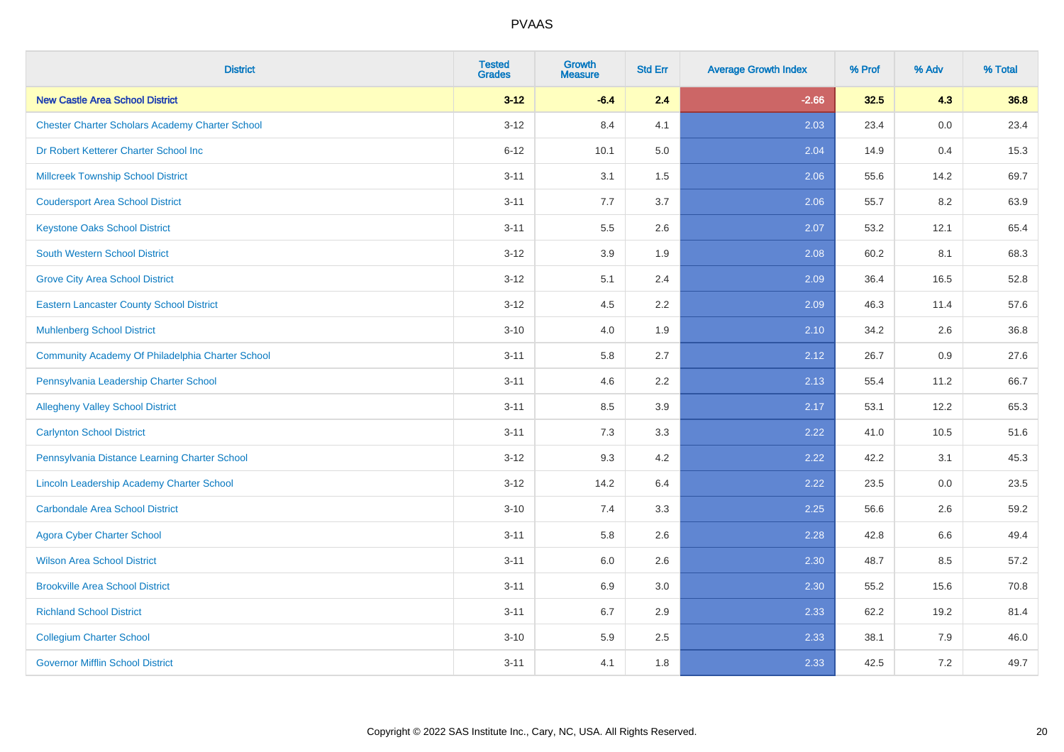# PVAAS

| District | Tested Grades | Growth Measure | Std Err | Average Growth Index | % Prof | % Adv | % Total |
|---|---|---|---|---|---|---|---|
| **New Castle Area School District** | **3-12** | **-6.4** | **2.4** | **-2.66** | **32.5** | **4.3** | **36.8** |
| Chester Charter Scholars Academy Charter School | 3-12 | 8.4 | 4.1 | 2.03 | 23.4 | 0.0 | 23.4 |
| Dr Robert Ketterer Charter School Inc | 6-12 | 10.1 | 5.0 | 2.04 | 14.9 | 0.4 | 15.3 |
| Millcreek Township School District | 3-11 | 3.1 | 1.5 | 2.06 | 55.6 | 14.2 | 69.7 |
| Coudersport Area School District | 3-11 | 7.7 | 3.7 | 2.06 | 55.7 | 8.2 | 63.9 |
| Keystone Oaks School District | 3-11 | 5.5 | 2.6 | 2.07 | 53.2 | 12.1 | 65.4 |
| South Western School District | 3-12 | 3.9 | 1.9 | 2.08 | 60.2 | 8.1 | 68.3 |
| Grove City Area School District | 3-12 | 5.1 | 2.4 | 2.09 | 36.4 | 16.5 | 52.8 |
| Eastern Lancaster County School District | 3-12 | 4.5 | 2.2 | 2.09 | 46.3 | 11.4 | 57.6 |
| Muhlenberg School District | 3-10 | 4.0 | 1.9 | 2.10 | 34.2 | 2.6 | 36.8 |
| Community Academy Of Philadelphia Charter School | 3-11 | 5.8 | 2.7 | 2.12 | 26.7 | 0.9 | 27.6 |
| Pennsylvania Leadership Charter School | 3-11 | 4.6 | 2.2 | 2.13 | 55.4 | 11.2 | 66.7 |
| Allegheny Valley School District | 3-11 | 8.5 | 3.9 | 2.17 | 53.1 | 12.2 | 65.3 |
| Carlynton School District | 3-11 | 7.3 | 3.3 | 2.22 | 41.0 | 10.5 | 51.6 |
| Pennsylvania Distance Learning Charter School | 3-12 | 9.3 | 4.2 | 2.22 | 42.2 | 3.1 | 45.3 |
| Lincoln Leadership Academy Charter School | 3-12 | 14.2 | 6.4 | 2.22 | 23.5 | 0.0 | 23.5 |
| Carbondale Area School District | 3-10 | 7.4 | 3.3 | 2.25 | 56.6 | 2.6 | 59.2 |
| Agora Cyber Charter School | 3-11 | 5.8 | 2.6 | 2.28 | 42.8 | 6.6 | 49.4 |
| Wilson Area School District | 3-11 | 6.0 | 2.6 | 2.30 | 48.7 | 8.5 | 57.2 |
| Brookville Area School District | 3-11 | 6.9 | 3.0 | 2.30 | 55.2 | 15.6 | 70.8 |
| Richland School District | 3-11 | 6.7 | 2.9 | 2.33 | 62.2 | 19.2 | 81.4 |
| Collegium Charter School | 3-10 | 5.9 | 2.5 | 2.33 | 38.1 | 7.9 | 46.0 |
| Governor Mifflin School District | 3-11 | 4.1 | 1.8 | 2.33 | 42.5 | 7.2 | 49.7 |

Copyright © 2022 SAS Institute Inc., Cary, NC, USA. All Rights Reserved.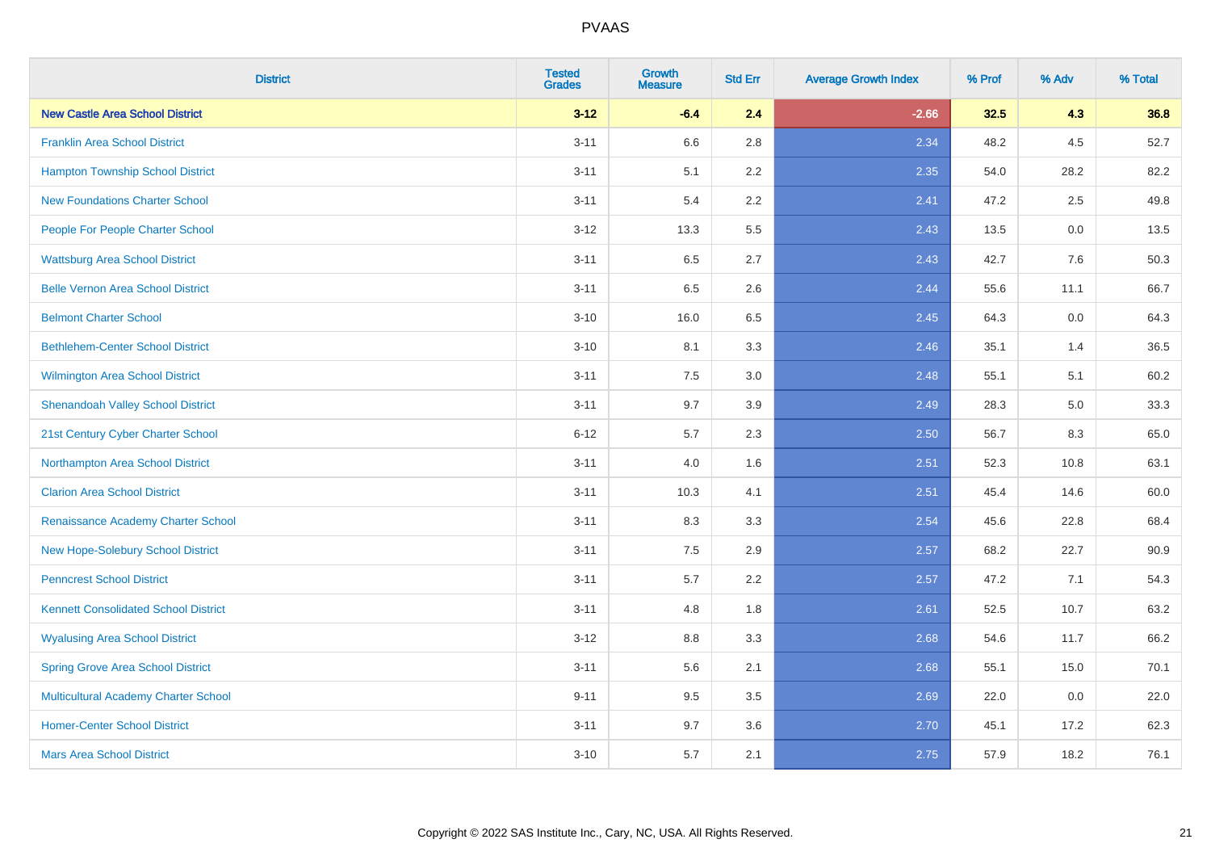| District | Tested Grades | Growth Measure | Std Err | Average Growth Index | % Prof | % Adv | % Total |
|---|---|---|---|---|---|---|---|
| **New Castle Area School District** | **3-12** | **-6.4** | **2.4** | **-2.66** | **32.5** | **4.3** | **36.8** |
| Franklin Area School District | 3-11 | 6.6 | 2.8 | 2.34 | 48.2 | 4.5 | 52.7 |
| Hampton Township School District | 3-11 | 5.1 | 2.2 | 2.35 | 54.0 | 28.2 | 82.2 |
| New Foundations Charter School | 3-11 | 5.4 | 2.2 | 2.41 | 47.2 | 2.5 | 49.8 |
| People For People Charter School | 3-12 | 13.3 | 5.5 | 2.43 | 13.5 | 0.0 | 13.5 |
| Wattsburg Area School District | 3-11 | 6.5 | 2.7 | 2.43 | 42.7 | 7.6 | 50.3 |
| Belle Vernon Area School District | 3-11 | 6.5 | 2.6 | 2.44 | 55.6 | 11.1 | 66.7 |
| Belmont Charter School | 3-10 | 16.0 | 6.5 | 2.45 | 64.3 | 0.0 | 64.3 |
| Bethlehem-Center School District | 3-10 | 8.1 | 3.3 | 2.46 | 35.1 | 1.4 | 36.5 |
| Wilmington Area School District | 3-11 | 7.5 | 3.0 | 2.48 | 55.1 | 5.1 | 60.2 |
| Shenandoah Valley School District | 3-11 | 9.7 | 3.9 | 2.49 | 28.3 | 5.0 | 33.3 |
| 21st Century Cyber Charter School | 6-12 | 5.7 | 2.3 | 2.50 | 56.7 | 8.3 | 65.0 |
| Northampton Area School District | 3-11 | 4.0 | 1.6 | 2.51 | 52.3 | 10.8 | 63.1 |
| Clarion Area School District | 3-11 | 10.3 | 4.1 | 2.51 | 45.4 | 14.6 | 60.0 |
| Renaissance Academy Charter School | 3-11 | 8.3 | 3.3 | 2.54 | 45.6 | 22.8 | 68.4 |
| New Hope-Solebury School District | 3-11 | 7.5 | 2.9 | 2.57 | 68.2 | 22.7 | 90.9 |
| Penncrest School District | 3-11 | 5.7 | 2.2 | 2.57 | 47.2 | 7.1 | 54.3 |
| Kennett Consolidated School District | 3-11 | 4.8 | 1.8 | 2.61 | 52.5 | 10.7 | 63.2 |
| Wyalusing Area School District | 3-12 | 8.8 | 3.3 | 2.68 | 54.6 | 11.7 | 66.2 |
| Spring Grove Area School District | 3-11 | 5.6 | 2.1 | 2.68 | 55.1 | 15.0 | 70.1 |
| Multicultural Academy Charter School | 9-11 | 9.5 | 3.5 | 2.69 | 22.0 | 0.0 | 22.0 |
| Homer-Center School District | 3-11 | 9.7 | 3.6 | 2.70 | 45.1 | 17.2 | 62.3 |
| Mars Area School District | 3-10 | 5.7 | 2.1 | 2.75 | 57.9 | 18.2 | 76.1 |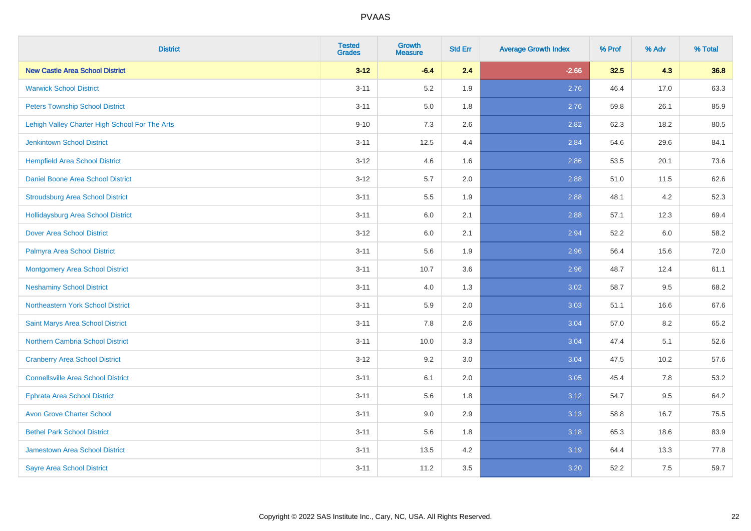| District | Tested Grades | Growth Measure | Std Err | Average Growth Index | % Prof | % Adv | % Total |
|---|---|---|---|---|---|---|---|
| **New Castle Area School District** | **3-12** | **-6.4** | **2.4** | **-2.66** | **32.5** | **4.3** | **36.8** |
| Warwick School District | 3-11 | 5.2 | 1.9 | 2.76 | 46.4 | 17.0 | 63.3 |
| Peters Township School District | 3-11 | 5.0 | 1.8 | 2.76 | 59.8 | 26.1 | 85.9 |
| Lehigh Valley Charter High School For The Arts | 9-10 | 7.3 | 2.6 | 2.82 | 62.3 | 18.2 | 80.5 |
| Jenkintown School District | 3-11 | 12.5 | 4.4 | 2.84 | 54.6 | 29.6 | 84.1 |
| Hempfield Area School District | 3-12 | 4.6 | 1.6 | 2.86 | 53.5 | 20.1 | 73.6 |
| Daniel Boone Area School District | 3-12 | 5.7 | 2.0 | 2.88 | 51.0 | 11.5 | 62.6 |
| Stroudsburg Area School District | 3-11 | 5.5 | 1.9 | 2.88 | 48.1 | 4.2 | 52.3 |
| Hollidaysburg Area School District | 3-11 | 6.0 | 2.1 | 2.88 | 57.1 | 12.3 | 69.4 |
| Dover Area School District | 3-12 | 6.0 | 2.1 | 2.94 | 52.2 | 6.0 | 58.2 |
| Palmyra Area School District | 3-11 | 5.6 | 1.9 | 2.96 | 56.4 | 15.6 | 72.0 |
| Montgomery Area School District | 3-11 | 10.7 | 3.6 | 2.96 | 48.7 | 12.4 | 61.1 |
| Neshaminy School District | 3-11 | 4.0 | 1.3 | 3.02 | 58.7 | 9.5 | 68.2 |
| Northeastern York School District | 3-11 | 5.9 | 2.0 | 3.03 | 51.1 | 16.6 | 67.6 |
| Saint Marys Area School District | 3-11 | 7.8 | 2.6 | 3.04 | 57.0 | 8.2 | 65.2 |
| Northern Cambria School District | 3-11 | 10.0 | 3.3 | 3.04 | 47.4 | 5.1 | 52.6 |
| Cranberry Area School District | 3-12 | 9.2 | 3.0 | 3.04 | 47.5 | 10.2 | 57.6 |
| Connellsville Area School District | 3-11 | 6.1 | 2.0 | 3.05 | 45.4 | 7.8 | 53.2 |
| Ephrata Area School District | 3-11 | 5.6 | 1.8 | 3.12 | 54.7 | 9.5 | 64.2 |
| Avon Grove Charter School | 3-11 | 9.0 | 2.9 | 3.13 | 58.8 | 16.7 | 75.5 |
| Bethel Park School District | 3-11 | 5.6 | 1.8 | 3.18 | 65.3 | 18.6 | 83.9 |
| Jamestown Area School District | 3-11 | 13.5 | 4.2 | 3.19 | 64.4 | 13.3 | 77.8 |
| Sayre Area School District | 3-11 | 11.2 | 3.5 | 3.20 | 52.2 | 7.5 | 59.7 |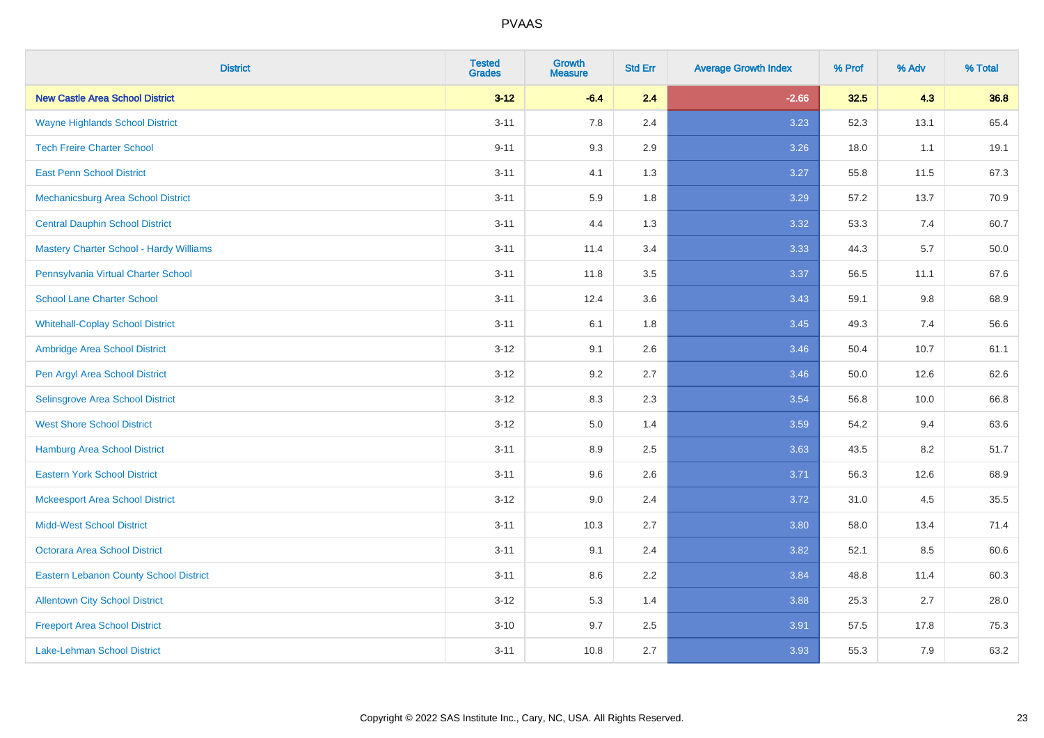| District | Tested Grades | Growth Measure | Std Err | Average Growth Index | % Prof | % Adv | % Total |
|---|---|---|---|---|---|---|---|
| **New Castle Area School District** | **3-12** | **-6.4** | **2.4** | **-2.66** | **32.5** | **4.3** | **36.8** |
| Wayne Highlands School District | 3-11 | 7.8 | 2.4 | 3.23 | 52.3 | 13.1 | 65.4 |
| Tech Freire Charter School | 9-11 | 9.3 | 2.9 | 3.26 | 18.0 | 1.1 | 19.1 |
| East Penn School District | 3-11 | 4.1 | 1.3 | 3.27 | 55.8 | 11.5 | 67.3 |
| Mechanicsburg Area School District | 3-11 | 5.9 | 1.8 | 3.29 | 57.2 | 13.7 | 70.9 |
| Central Dauphin School District | 3-11 | 4.4 | 1.3 | 3.32 | 53.3 | 7.4 | 60.7 |
| Mastery Charter School - Hardy Williams | 3-11 | 11.4 | 3.4 | 3.33 | 44.3 | 5.7 | 50.0 |
| Pennsylvania Virtual Charter School | 3-11 | 11.8 | 3.5 | 3.37 | 56.5 | 11.1 | 67.6 |
| School Lane Charter School | 3-11 | 12.4 | 3.6 | 3.43 | 59.1 | 9.8 | 68.9 |
| Whitehall-Coplay School District | 3-11 | 6.1 | 1.8 | 3.45 | 49.3 | 7.4 | 56.6 |
| Ambridge Area School District | 3-12 | 9.1 | 2.6 | 3.46 | 50.4 | 10.7 | 61.1 |
| Pen Argyl Area School District | 3-12 | 9.2 | 2.7 | 3.46 | 50.0 | 12.6 | 62.6 |
| Selinsgrove Area School District | 3-12 | 8.3 | 2.3 | 3.54 | 56.8 | 10.0 | 66.8 |
| West Shore School District | 3-12 | 5.0 | 1.4 | 3.59 | 54.2 | 9.4 | 63.6 |
| Hamburg Area School District | 3-11 | 8.9 | 2.5 | 3.63 | 43.5 | 8.2 | 51.7 |
| Eastern York School District | 3-11 | 9.6 | 2.6 | 3.71 | 56.3 | 12.6 | 68.9 |
| Mckeesport Area School District | 3-12 | 9.0 | 2.4 | 3.72 | 31.0 | 4.5 | 35.5 |
| Midd-West School District | 3-11 | 10.3 | 2.7 | 3.80 | 58.0 | 13.4 | 71.4 |
| Octorara Area School District | 3-11 | 9.1 | 2.4 | 3.82 | 52.1 | 8.5 | 60.6 |
| Eastern Lebanon County School District | 3-11 | 8.6 | 2.2 | 3.84 | 48.8 | 11.4 | 60.3 |
| Allentown City School District | 3-12 | 5.3 | 1.4 | 3.88 | 25.3 | 2.7 | 28.0 |
| Freeport Area School District | 3-10 | 9.7 | 2.5 | 3.91 | 57.5 | 17.8 | 75.3 |
| Lake-Lehman School District | 3-11 | 10.8 | 2.7 | 3.93 | 55.3 | 7.9 | 63.2 |

Copyright © 2022 SAS Institute Inc., Cary, NC, USA. All Rights Reserved.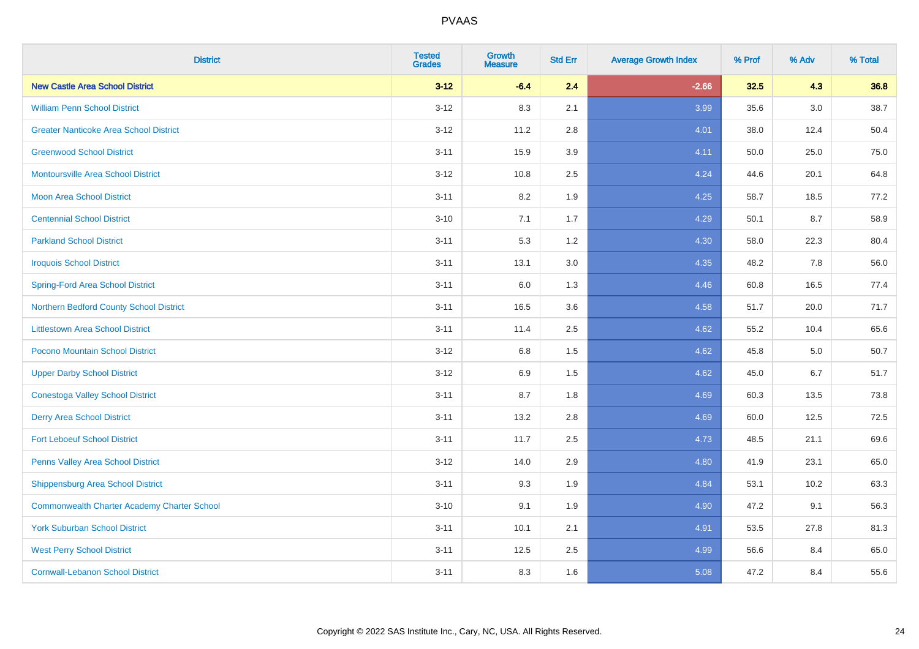# PVAAS

| District | Tested Grades | Growth Measure | Std Err | Average Growth Index | % Prof | % Adv | % Total |
|---|---|---|---|---|---|---|---|
| **New Castle Area School District** | **3-12** | **-6.4** | **2.4** | **-2.66** | **32.5** | **4.3** | **36.8** |
| William Penn School District | 3-12 | 8.3 | 2.1 | 3.99 | 35.6 | 3.0 | 38.7 |
| Greater Nanticoke Area School District | 3-12 | 11.2 | 2.8 | 4.01 | 38.0 | 12.4 | 50.4 |
| Greenwood School District | 3-11 | 15.9 | 3.9 | 4.11 | 50.0 | 25.0 | 75.0 |
| Montoursville Area School District | 3-12 | 10.8 | 2.5 | 4.24 | 44.6 | 20.1 | 64.8 |
| Moon Area School District | 3-11 | 8.2 | 1.9 | 4.25 | 58.7 | 18.5 | 77.2 |
| Centennial School District | 3-10 | 7.1 | 1.7 | 4.29 | 50.1 | 8.7 | 58.9 |
| Parkland School District | 3-11 | 5.3 | 1.2 | 4.30 | 58.0 | 22.3 | 80.4 |
| Iroquois School District | 3-11 | 13.1 | 3.0 | 4.35 | 48.2 | 7.8 | 56.0 |
| Spring-Ford Area School District | 3-11 | 6.0 | 1.3 | 4.46 | 60.8 | 16.5 | 77.4 |
| Northern Bedford County School District | 3-11 | 16.5 | 3.6 | 4.58 | 51.7 | 20.0 | 71.7 |
| Littlestown Area School District | 3-11 | 11.4 | 2.5 | 4.62 | 55.2 | 10.4 | 65.6 |
| Pocono Mountain School District | 3-12 | 6.8 | 1.5 | 4.62 | 45.8 | 5.0 | 50.7 |
| Upper Darby School District | 3-12 | 6.9 | 1.5 | 4.62 | 45.0 | 6.7 | 51.7 |
| Conestoga Valley School District | 3-11 | 8.7 | 1.8 | 4.69 | 60.3 | 13.5 | 73.8 |
| Derry Area School District | 3-11 | 13.2 | 2.8 | 4.69 | 60.0 | 12.5 | 72.5 |
| Fort Leboeuf School District | 3-11 | 11.7 | 2.5 | 4.73 | 48.5 | 21.1 | 69.6 |
| Penns Valley Area School District | 3-12 | 14.0 | 2.9 | 4.80 | 41.9 | 23.1 | 65.0 |
| Shippensburg Area School District | 3-11 | 9.3 | 1.9 | 4.84 | 53.1 | 10.2 | 63.3 |
| Commonwealth Charter Academy Charter School | 3-10 | 9.1 | 1.9 | 4.90 | 47.2 | 9.1 | 56.3 |
| York Suburban School District | 3-11 | 10.1 | 2.1 | 4.91 | 53.5 | 27.8 | 81.3 |
| West Perry School District | 3-11 | 12.5 | 2.5 | 4.99 | 56.6 | 8.4 | 65.0 |
| Cornwall-Lebanon School District | 3-11 | 8.3 | 1.6 | 5.08 | 47.2 | 8.4 | 55.6 |

Copyright © 2022 SAS Institute Inc., Cary, NC, USA. All Rights Reserved.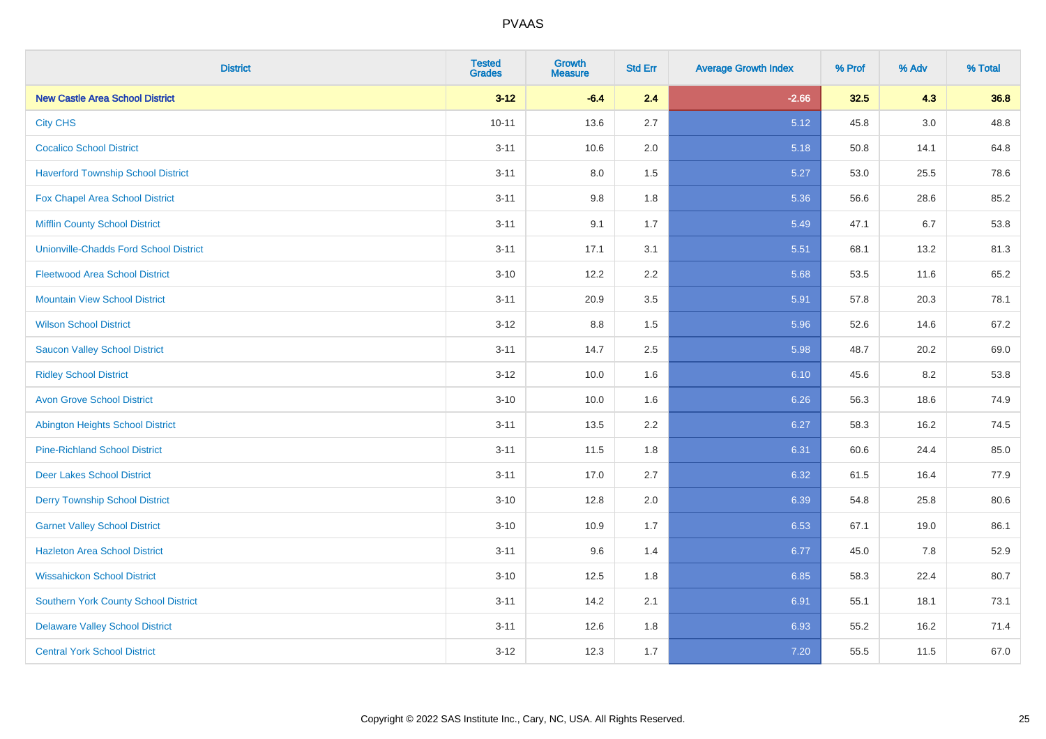# PVAAS

| District | Tested Grades | Growth Measure | Std Err | Average Growth Index | % Prof | % Adv | % Total |
|---|---|---|---|---|---|---|---|
| **New Castle Area School District** | **3-12** | **-6.4** | **2.4** | **-2.66** | **32.5** | **4.3** | **36.8** |
| City CHS | 10-11 | 13.6 | 2.7 | 5.12 | 45.8 | 3.0 | 48.8 |
| Cocalico School District | 3-11 | 10.6 | 2.0 | 5.18 | 50.8 | 14.1 | 64.8 |
| Haverford Township School District | 3-11 | 8.0 | 1.5 | 5.27 | 53.0 | 25.5 | 78.6 |
| Fox Chapel Area School District | 3-11 | 9.8 | 1.8 | 5.36 | 56.6 | 28.6 | 85.2 |
| Mifflin County School District | 3-11 | 9.1 | 1.7 | 5.49 | 47.1 | 6.7 | 53.8 |
| Unionville-Chadds Ford School District | 3-11 | 17.1 | 3.1 | 5.51 | 68.1 | 13.2 | 81.3 |
| Fleetwood Area School District | 3-10 | 12.2 | 2.2 | 5.68 | 53.5 | 11.6 | 65.2 |
| Mountain View School District | 3-11 | 20.9 | 3.5 | 5.91 | 57.8 | 20.3 | 78.1 |
| Wilson School District | 3-12 | 8.8 | 1.5 | 5.96 | 52.6 | 14.6 | 67.2 |
| Saucon Valley School District | 3-11 | 14.7 | 2.5 | 5.98 | 48.7 | 20.2 | 69.0 |
| Ridley School District | 3-12 | 10.0 | 1.6 | 6.10 | 45.6 | 8.2 | 53.8 |
| Avon Grove School District | 3-10 | 10.0 | 1.6 | 6.26 | 56.3 | 18.6 | 74.9 |
| Abington Heights School District | 3-11 | 13.5 | 2.2 | 6.27 | 58.3 | 16.2 | 74.5 |
| Pine-Richland School District | 3-11 | 11.5 | 1.8 | 6.31 | 60.6 | 24.4 | 85.0 |
| Deer Lakes School District | 3-11 | 17.0 | 2.7 | 6.32 | 61.5 | 16.4 | 77.9 |
| Derry Township School District | 3-10 | 12.8 | 2.0 | 6.39 | 54.8 | 25.8 | 80.6 |
| Garnet Valley School District | 3-10 | 10.9 | 1.7 | 6.53 | 67.1 | 19.0 | 86.1 |
| Hazleton Area School District | 3-11 | 9.6 | 1.4 | 6.77 | 45.0 | 7.8 | 52.9 |
| Wissahickon School District | 3-10 | 12.5 | 1.8 | 6.85 | 58.3 | 22.4 | 80.7 |
| Southern York County School District | 3-11 | 14.2 | 2.1 | 6.91 | 55.1 | 18.1 | 73.1 |
| Delaware Valley School District | 3-11 | 12.6 | 1.8 | 6.93 | 55.2 | 16.2 | 71.4 |
| Central York School District | 3-12 | 12.3 | 1.7 | 7.20 | 55.5 | 11.5 | 67.0 |

Copyright © 2022 SAS Institute Inc., Cary, NC, USA. All Rights Reserved.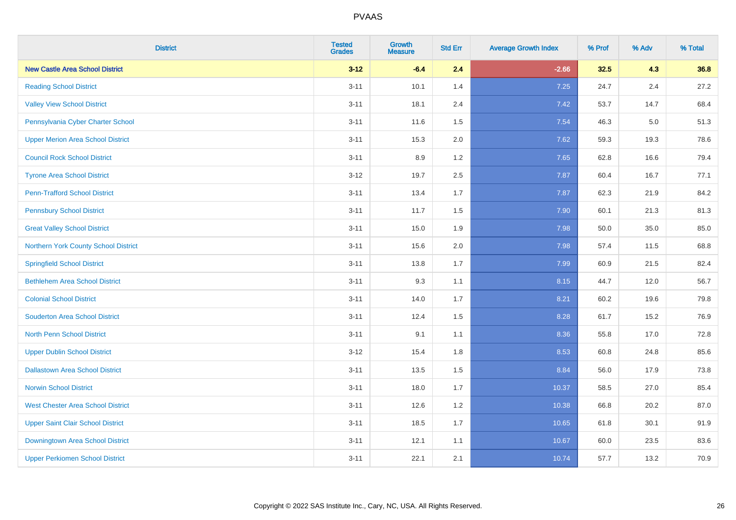# PVAAS

| District | Tested Grades | Growth Measure | Std Err | Average Growth Index | % Prof | % Adv | % Total |
|---|---|---|---|---|---|---|---|
| **New Castle Area School District** | **3-12** | **-6.4** | **2.4** | **-2.66** | **32.5** | **4.3** | **36.8** |
| Reading School District | 3-11 | 10.1 | 1.4 | 7.25 | 24.7 | 2.4 | 27.2 |
| Valley View School District | 3-11 | 18.1 | 2.4 | 7.42 | 53.7 | 14.7 | 68.4 |
| Pennsylvania Cyber Charter School | 3-11 | 11.6 | 1.5 | 7.54 | 46.3 | 5.0 | 51.3 |
| Upper Merion Area School District | 3-11 | 15.3 | 2.0 | 7.62 | 59.3 | 19.3 | 78.6 |
| Council Rock School District | 3-11 | 8.9 | 1.2 | 7.65 | 62.8 | 16.6 | 79.4 |
| Tyrone Area School District | 3-12 | 19.7 | 2.5 | 7.87 | 60.4 | 16.7 | 77.1 |
| Penn-Trafford School District | 3-11 | 13.4 | 1.7 | 7.87 | 62.3 | 21.9 | 84.2 |
| Pennsbury School District | 3-11 | 11.7 | 1.5 | 7.90 | 60.1 | 21.3 | 81.3 |
| Great Valley School District | 3-11 | 15.0 | 1.9 | 7.98 | 50.0 | 35.0 | 85.0 |
| Northern York County School District | 3-11 | 15.6 | 2.0 | 7.98 | 57.4 | 11.5 | 68.8 |
| Springfield School District | 3-11 | 13.8 | 1.7 | 7.99 | 60.9 | 21.5 | 82.4 |
| Bethlehem Area School District | 3-11 | 9.3 | 1.1 | 8.15 | 44.7 | 12.0 | 56.7 |
| Colonial School District | 3-11 | 14.0 | 1.7 | 8.21 | 60.2 | 19.6 | 79.8 |
| Souderton Area School District | 3-11 | 12.4 | 1.5 | 8.28 | 61.7 | 15.2 | 76.9 |
| North Penn School District | 3-11 | 9.1 | 1.1 | 8.36 | 55.8 | 17.0 | 72.8 |
| Upper Dublin School District | 3-12 | 15.4 | 1.8 | 8.53 | 60.8 | 24.8 | 85.6 |
| Dallastown Area School District | 3-11 | 13.5 | 1.5 | 8.84 | 56.0 | 17.9 | 73.8 |
| Norwin School District | 3-11 | 18.0 | 1.7 | 10.37 | 58.5 | 27.0 | 85.4 |
| West Chester Area School District | 3-11 | 12.6 | 1.2 | 10.38 | 66.8 | 20.2 | 87.0 |
| Upper Saint Clair School District | 3-11 | 18.5 | 1.7 | 10.65 | 61.8 | 30.1 | 91.9 |
| Downingtown Area School District | 3-11 | 12.1 | 1.1 | 10.67 | 60.0 | 23.5 | 83.6 |
| Upper Perkiomen School District | 3-11 | 22.1 | 2.1 | 10.74 | 57.7 | 13.2 | 70.9 |

Copyright © 2022 SAS Institute Inc., Cary, NC, USA. All Rights Reserved.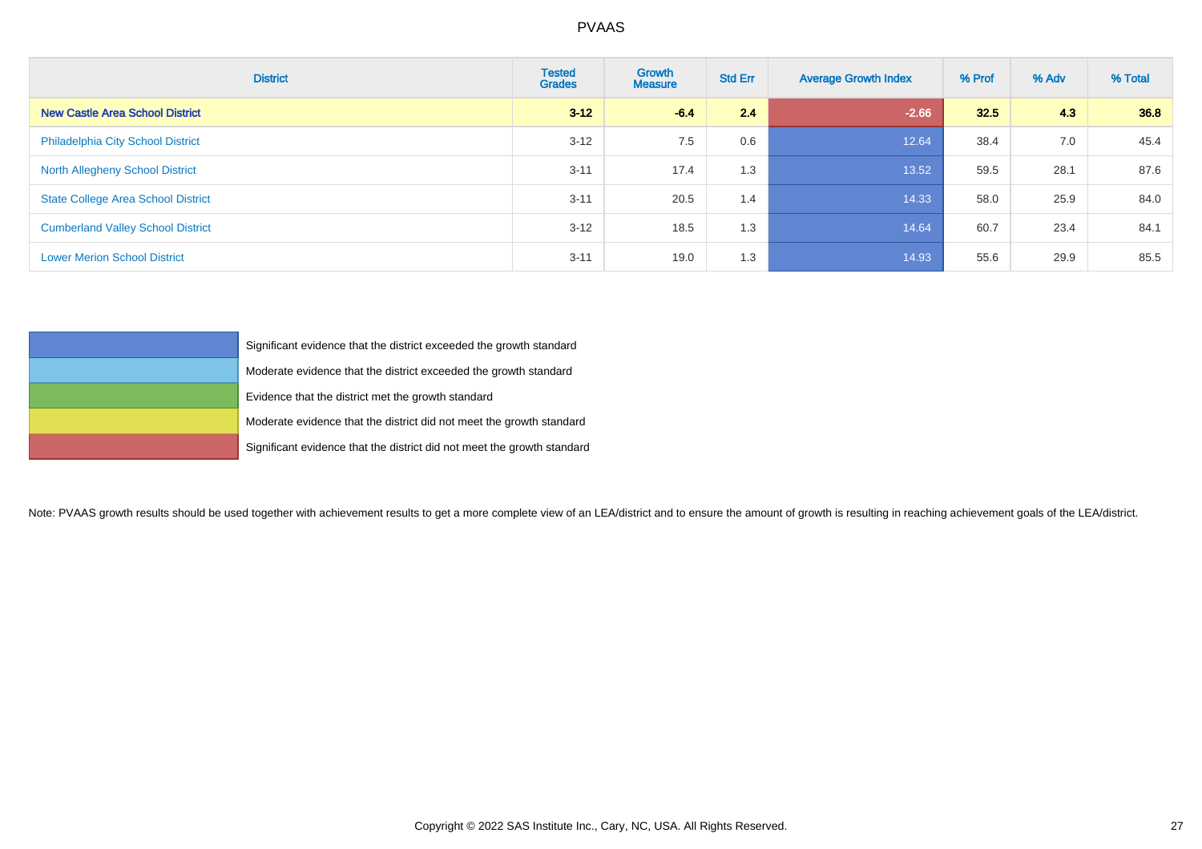PVAAS

| District | Tested Grades | Growth Measure | Std Err | Average Growth Index | % Prof | % Adv | % Total |
|---|---|---|---|---|---|---|---|
| **New Castle Area School District** | **3-12** | **-6.4** | **2.4** | **-2.66** | **32.5** | **4.3** | **36.8** |
| Philadelphia City School District | 3-12 | 7.5 | 0.6 | 12.64 | 38.4 | 7.0 | 45.4 |
| North Allegheny School District | 3-11 | 17.4 | 1.3 | 13.52 | 59.5 | 28.1 | 87.6 |
| State College Area School District | 3-11 | 20.5 | 1.4 | 14.33 | 58.0 | 25.9 | 84.0 |
| Cumberland Valley School District | 3-12 | 18.5 | 1.3 | 14.64 | 60.7 | 23.4 | 84.1 |
| Lower Merion School District | 3-11 | 19.0 | 1.3 | 14.93 | 55.6 | 29.9 | 85.5 |

Significant evidence that the district exceeded the growth standard

Moderate evidence that the district exceeded the growth standard

Evidence that the district met the growth standard

Moderate evidence that the district did not meet the growth standard

Significant evidence that the district did not meet the growth standard

Note: PVAAS growth results should be used together with achievement results to get a more complete view of an LEA/district and to ensure the amount of growth is resulting in reaching achievement goals of the LEA/district.

Copyright © 2022 SAS Institute Inc., Cary, NC, USA. All Rights Reserved.